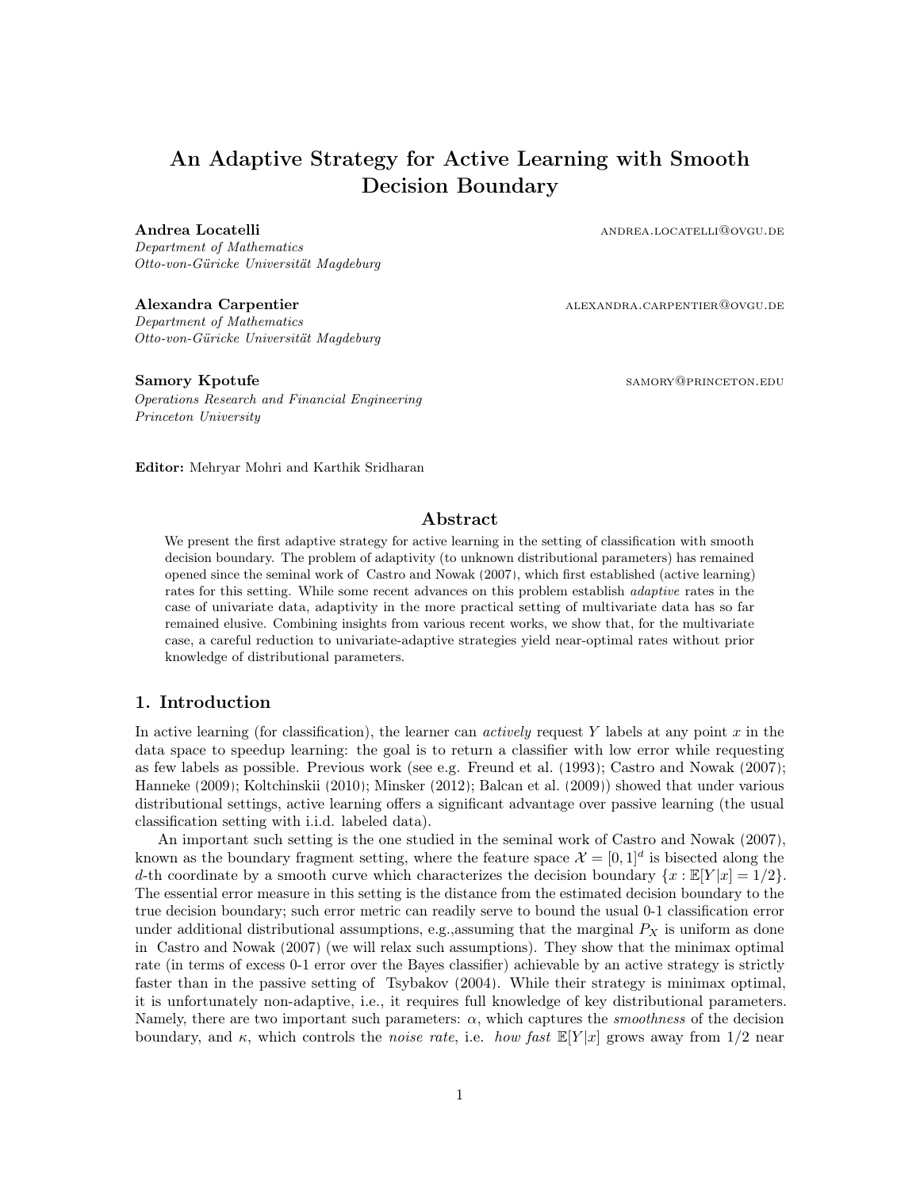# An Adaptive Strategy for Active Learning with Smooth Decision Boundary

**Andrea Locatelli** ANDREA.LOCATELLI@OVGU.DE
*Department of Mathematics*
*Otto-von-Güricke Universität Magdeburg*

**Alexandra Carpentier** ALEXANDRA.CARPENTIER@OVGU.DE
*Department of Mathematics*
*Otto-von-Güricke Universität Magdeburg*

**Samory Kpotufe** SAMORY@PRINCETON.EDU
*Operations Research and Financial Engineering*
*Princeton University*

**Editor:** Mehryar Mohri and Karthik Sridharan

## Abstract

We present the first adaptive strategy for active learning in the setting of classification with smooth decision boundary. The problem of adaptivity (to unknown distributional parameters) has remained opened since the seminal work of Castro and Nowak (2007), which first established (active learning) rates for this setting. While some recent advances on this problem establish *adaptive* rates in the case of univariate data, adaptivity in the more practical setting of multivariate data has so far remained elusive. Combining insights from various recent works, we show that, for the multivariate case, a careful reduction to univariate-adaptive strategies yield near-optimal rates without prior knowledge of distributional parameters.

## 1. Introduction

In active learning (for classification), the learner can *actively* request $Y$ labels at any point $x$ in the data space to speedup learning: the goal is to return a classifier with low error while requesting as few labels as possible. Previous work (see e.g. Freund et al. (1993); Castro and Nowak (2007); Hanneke (2009); Koltchinskii (2010); Minsker (2012); Balcan et al. (2009)) showed that under various distributional settings, active learning offers a significant advantage over passive learning (the usual classification setting with i.i.d. labeled data).

An important such setting is the one studied in the seminal work of Castro and Nowak (2007), known as the boundary fragment setting, where the feature space $\mathcal{X} = [0, 1]^d$ is bisected along the $d$-th coordinate by a smooth curve which characterizes the decision boundary $\{x : \mathbb{E}[Y|x] = 1/2\}$. The essential error measure in this setting is the distance from the estimated decision boundary to the true decision boundary; such error metric can readily serve to bound the usual 0-1 classification error under additional distributional assumptions, e.g.,assuming that the marginal $P_X$ is uniform as done in Castro and Nowak (2007) (we will relax such assumptions). They show that the minimax optimal rate (in terms of excess 0-1 error over the Bayes classifier) achievable by an active strategy is strictly faster than in the passive setting of Tsybakov (2004). While their strategy is minimax optimal, it is unfortunately non-adaptive, i.e., it requires full knowledge of key distributional parameters. Namely, there are two important such parameters: $\alpha$, which captures the *smoothness* of the decision boundary, and $\kappa$, which controls the *noise rate*, i.e. *how fast* $\mathbb{E}[Y|x]$ grows away from $1/2$ near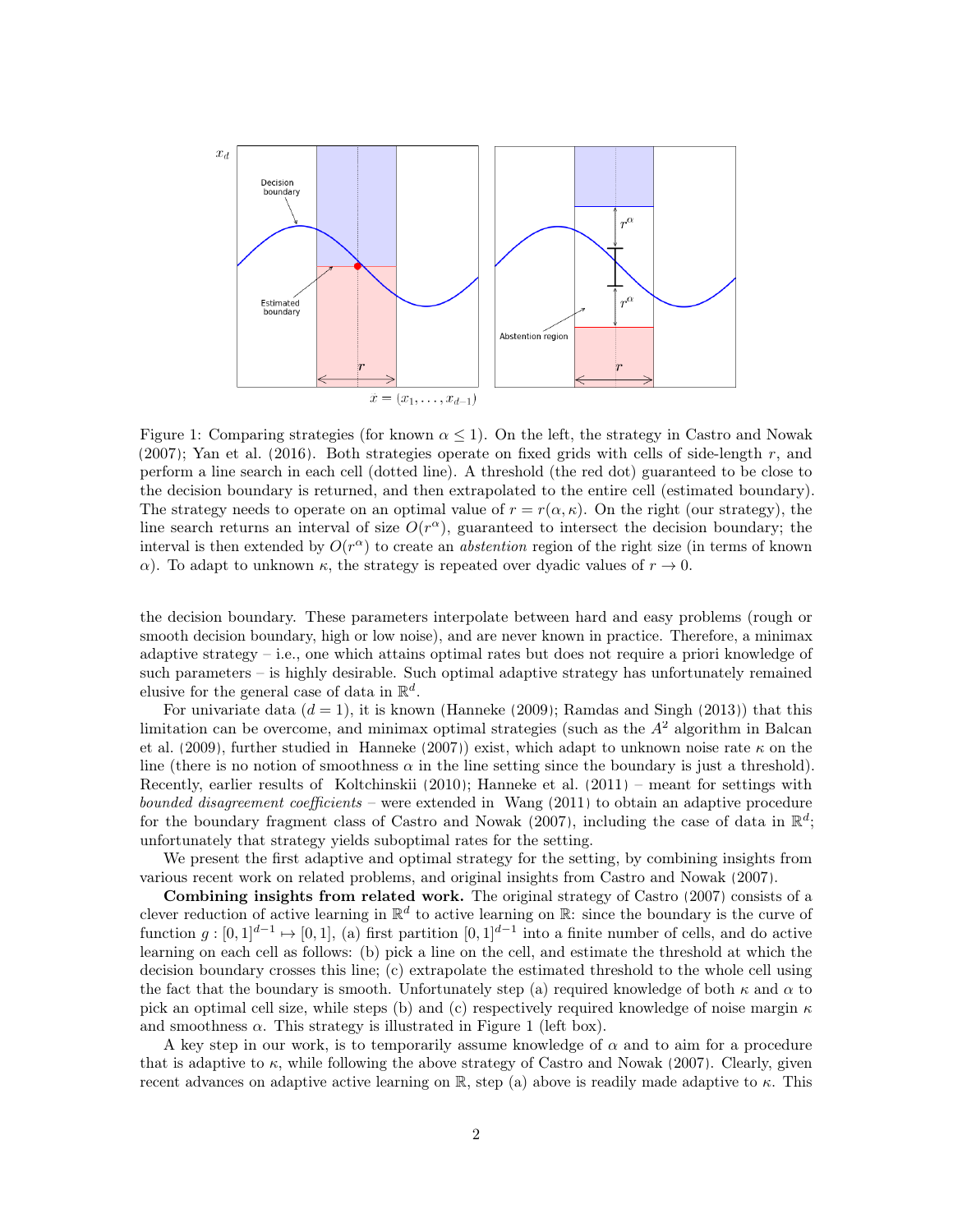Figure 1: Comparing strategies (for known $\alpha \leq 1$). On the left, the strategy in Castro and Nowak (2007); Yan et al. (2016). Both strategies operate on fixed grids with cells of side-length $r$, and perform a line search in each cell (dotted line). A threshold (the red dot) guaranteed to be close to the decision boundary is returned, and then extrapolated to the entire cell (estimated boundary). The strategy needs to operate on an optimal value of $r = r(\alpha, \kappa)$. On the right (our strategy), the line search returns an interval of size $O(r^\alpha)$, guaranteed to intersect the decision boundary; the interval is then extended by $O(r^\alpha)$ to create an *abstention* region of the right size (in terms of known $\alpha$). To adapt to unknown $\kappa$, the strategy is repeated over dyadic values of $r \to 0$.

the decision boundary. These parameters interpolate between hard and easy problems (rough or smooth decision boundary, high or low noise), and are never known in practice. Therefore, a minimax adaptive strategy – i.e., one which attains optimal rates but does not require a priori knowledge of such parameters – is highly desirable. Such optimal adaptive strategy has unfortunately remained elusive for the general case of data in $\mathbb{R}^d$.

For univariate data ($d = 1$), it is known (Hanneke (2009); Ramdas and Singh (2013)) that this limitation can be overcome, and minimax optimal strategies (such as the $A^2$ algorithm in Balcan et al. (2009), further studied in Hanneke (2007)) exist, which adapt to unknown noise rate $\kappa$ on the line (there is no notion of smoothness $\alpha$ in the line setting since the boundary is just a threshold). Recently, earlier results of Koltchinskii (2010); Hanneke et al. (2011) – meant for settings with *bounded disagreement coefficients* – were extended in Wang (2011) to obtain an adaptive procedure for the boundary fragment class of Castro and Nowak (2007), including the case of data in $\mathbb{R}^d$; unfortunately that strategy yields suboptimal rates for the setting.

We present the first adaptive and optimal strategy for the setting, by combining insights from various recent work on related problems, and original insights from Castro and Nowak (2007).

**Combining insights from related work.** The original strategy of Castro (2007) consists of a clever reduction of active learning in $\mathbb{R}^d$ to active learning on $\mathbb{R}$: since the boundary is the curve of function $g : [0, 1]^{d-1} \mapsto [0, 1]$, (a) first partition $[0, 1]^{d-1}$ into a finite number of cells, and do active learning on each cell as follows: (b) pick a line on the cell, and estimate the threshold at which the decision boundary crosses this line; (c) extrapolate the estimated threshold to the whole cell using the fact that the boundary is smooth. Unfortunately step (a) required knowledge of both $\kappa$ and $\alpha$ to pick an optimal cell size, while steps (b) and (c) respectively required knowledge of noise margin $\kappa$ and smoothness $\alpha$. This strategy is illustrated in Figure 1 (left box).

A key step in our work, is to temporarily assume knowledge of $\alpha$ and to aim for a procedure that is adaptive to $\kappa$, while following the above strategy of Castro and Nowak (2007). Clearly, given recent advances on adaptive active learning on $\mathbb{R}$, step (a) above is readily made adaptive to $\kappa$. This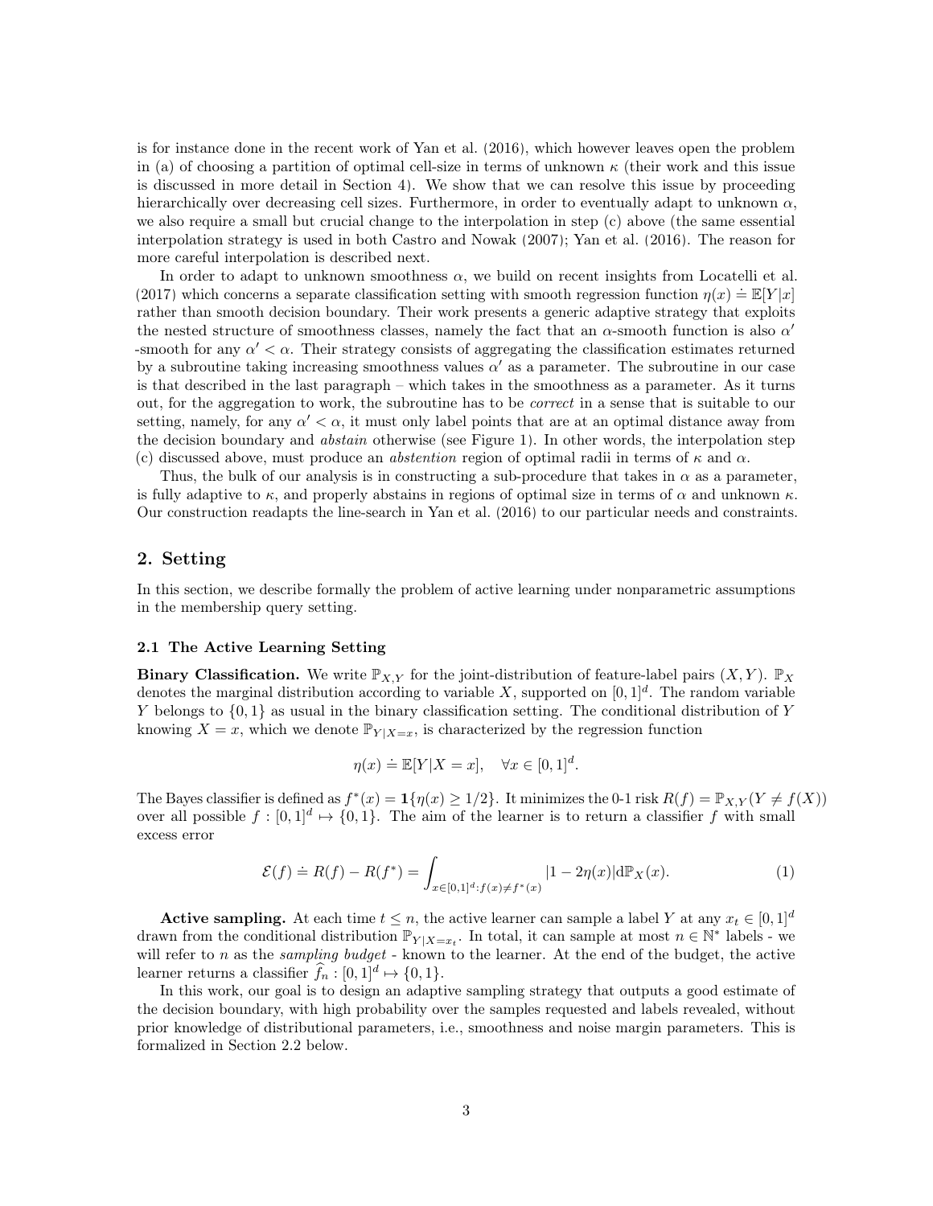is for instance done in the recent work of Yan et al. (2016), which however leaves open the problem in (a) of choosing a partition of optimal cell-size in terms of unknown $\kappa$ (their work and this issue is discussed in more detail in Section 4). We show that we can resolve this issue by proceeding hierarchically over decreasing cell sizes. Furthermore, in order to eventually adapt to unknown $\alpha$, we also require a small but crucial change to the interpolation in step (c) above (the same essential interpolation strategy is used in both Castro and Nowak (2007); Yan et al. (2016). The reason for more careful interpolation is described next.

In order to adapt to unknown smoothness $\alpha$, we build on recent insights from Locatelli et al. (2017) which concerns a separate classification setting with smooth regression function $\eta(x) \doteq \mathbb{E}[Y|x]$ rather than smooth decision boundary. Their work presents a generic adaptive strategy that exploits the nested structure of smoothness classes, namely the fact that an $\alpha$-smooth function is also $\alpha'$ -smooth for any $\alpha' < \alpha$. Their strategy consists of aggregating the classification estimates returned by a subroutine taking increasing smoothness values $\alpha'$ as a parameter. The subroutine in our case is that described in the last paragraph – which takes in the smoothness as a parameter. As it turns out, for the aggregation to work, the subroutine has to be *correct* in a sense that is suitable to our setting, namely, for any $\alpha' < \alpha$, it must only label points that are at an optimal distance away from the decision boundary and *abstain* otherwise (see Figure 1). In other words, the interpolation step (c) discussed above, must produce an *abstention* region of optimal radii in terms of $\kappa$ and $\alpha$.

Thus, the bulk of our analysis is in constructing a sub-procedure that takes in $\alpha$ as a parameter, is fully adaptive to $\kappa$, and properly abstains in regions of optimal size in terms of $\alpha$ and unknown $\kappa$. Our construction readapts the line-search in Yan et al. (2016) to our particular needs and constraints.

## 2. Setting

In this section, we describe formally the problem of active learning under nonparametric assumptions in the membership query setting.

### 2.1 The Active Learning Setting

**Binary Classification.** We write $\mathbb{P}_{X,Y}$ for the joint-distribution of feature-label pairs $(X, Y)$. $\mathbb{P}_X$ denotes the marginal distribution according to variable $X$, supported on $[0,1]^d$. The random variable $Y$ belongs to $\{0,1\}$ as usual in the binary classification setting. The conditional distribution of $Y$ knowing $X = x$, which we denote $\mathbb{P}_{Y|X=x}$, is characterized by the regression function

$$\eta(x) \doteq \mathbb{E}[Y|X = x], \quad \forall x \in [0,1]^d.$$

The Bayes classifier is defined as $f^*(x) = \mathbf{1}\{\eta(x) \geq 1/2\}$. It minimizes the 0-1 risk $R(f) = \mathbb{P}_{X,Y}(Y \neq f(X))$ over all possible $f : [0,1]^d \mapsto \{0,1\}$. The aim of the learner is to return a classifier $f$ with small excess error

$$\mathcal{E}(f) \doteq R(f) - R(f^*) = \int_{x \in [0,1]^d : f(x) \neq f^*(x)} |1 - 2\eta(x)| \mathrm{d}\mathbb{P}_X(x). \tag{1}$$

**Active sampling.** At each time $t \leq n$, the active learner can sample a label $Y$ at any $x_t \in [0,1]^d$ drawn from the conditional distribution $\mathbb{P}_{Y|X=x_t}$. In total, it can sample at most $n \in \mathbb{N}^*$ labels - we will refer to $n$ as the *sampling budget* - known to the learner. At the end of the budget, the active learner returns a classifier $\widehat{f}_n : [0,1]^d \mapsto \{0,1\}$.

In this work, our goal is to design an adaptive sampling strategy that outputs a good estimate of the decision boundary, with high probability over the samples requested and labels revealed, without prior knowledge of distributional parameters, i.e., smoothness and noise margin parameters. This is formalized in Section 2.2 below.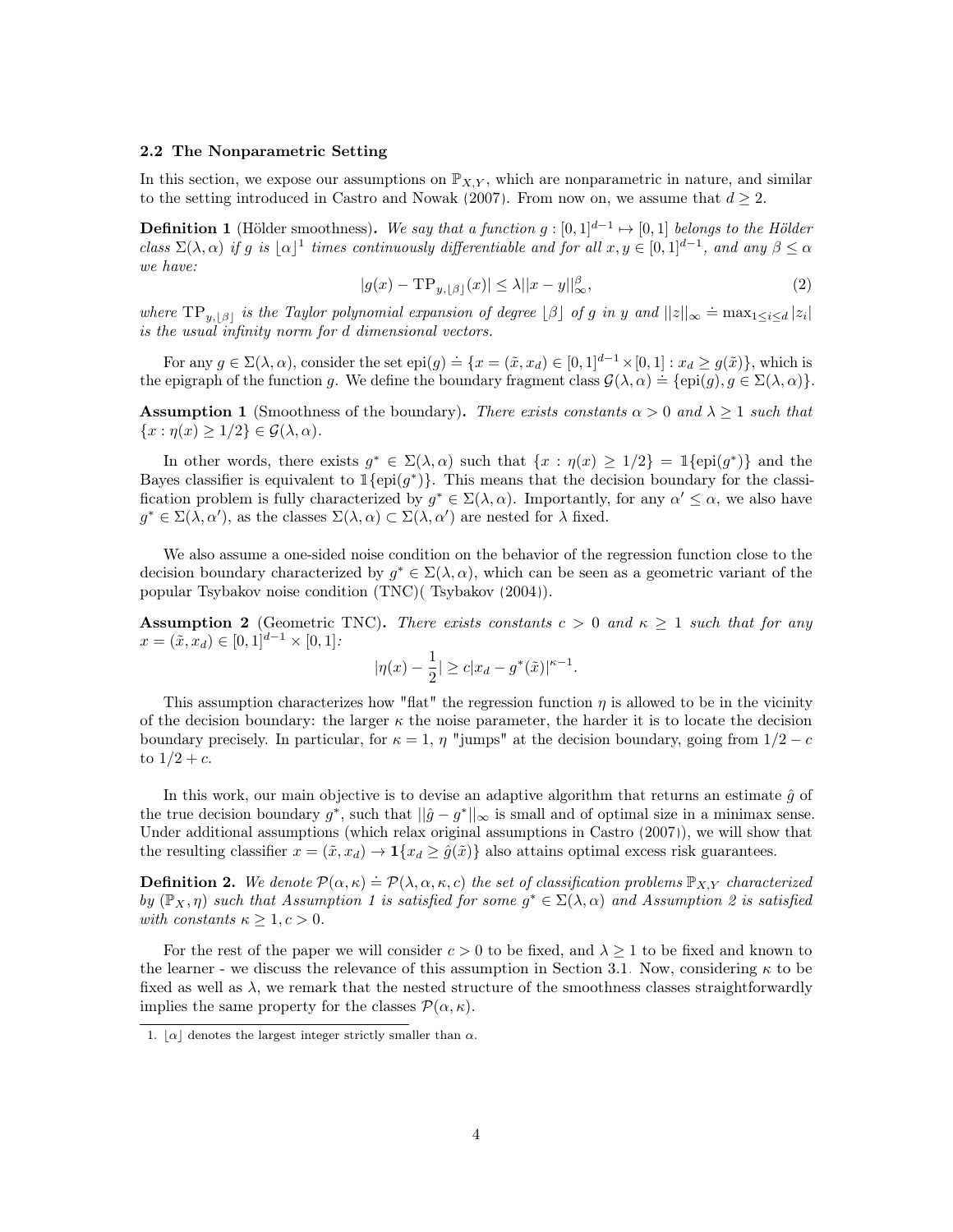### 2.2 The Nonparametric Setting

In this section, we expose our assumptions on $\mathbb{P}_{X,Y}$, which are nonparametric in nature, and similar to the setting introduced in Castro and Nowak (2007). From now on, we assume that $d \geq 2$.

**Definition 1** (Hölder smoothness)**.** *We say that a function $g : [0,1]^{d-1} \mapsto [0,1]$ belongs to the Hölder class $\Sigma(\lambda, \alpha)$ if $g$ is $\lfloor \alpha \rfloor$[1] times continuously differentiable and for all $x, y \in [0,1]^{d-1}$, and any $\beta \leq \alpha$ we have:*

$$|g(x) - \mathrm{TP}_{y,\lfloor \beta \rfloor}(x)| \leq \lambda ||x - y||_\infty^\beta, \tag{2}$$

*where $\mathrm{TP}_{y,\lfloor \beta \rfloor}$ is the Taylor polynomial expansion of degree $\lfloor \beta \rfloor$ of $g$ in $y$ and $||z||_\infty \doteq \max_{1 \leq i \leq d} |z_i|$ is the usual infinity norm for $d$ dimensional vectors.*

For any $g \in \Sigma(\lambda, \alpha)$, consider the set $\mathrm{epi}(g) \doteq \{x = (\tilde{x}, x_d) \in [0,1]^{d-1} \times [0,1] : x_d \geq g(\tilde{x})\}$, which is the epigraph of the function $g$. We define the boundary fragment class $\mathcal{G}(\lambda, \alpha) \doteq \{\mathrm{epi}(g), g \in \Sigma(\lambda, \alpha)\}$.

**Assumption 1** (Smoothness of the boundary)**.** *There exists constants $\alpha > 0$ and $\lambda \geq 1$ such that $\{x : \eta(x) \geq 1/2\} \in \mathcal{G}(\lambda, \alpha)$.*

In other words, there exists $g^* \in \Sigma(\lambda, \alpha)$ such that $\{x : \eta(x) \geq 1/2\} = \mathbb{1}\{\mathrm{epi}(g^*)\}$ and the Bayes classifier is equivalent to $\mathbb{1}\{\mathrm{epi}(g^*)\}$. This means that the decision boundary for the classification problem is fully characterized by $g^* \in \Sigma(\lambda, \alpha)$. Importantly, for any $\alpha' \leq \alpha$, we also have $g^* \in \Sigma(\lambda, \alpha')$, as the classes $\Sigma(\lambda, \alpha) \subset \Sigma(\lambda, \alpha')$ are nested for $\lambda$ fixed.

We also assume a one-sided noise condition on the behavior of the regression function close to the decision boundary characterized by $g^* \in \Sigma(\lambda, \alpha)$, which can be seen as a geometric variant of the popular Tsybakov noise condition (TNC)( Tsybakov (2004)).

**Assumption 2** (Geometric TNC)**.** *There exists constants $c > 0$ and $\kappa \geq 1$ such that for any $x = (\tilde{x}, x_d) \in [0,1]^{d-1} \times [0,1]$:*

$$|\eta(x) - \frac{1}{2}| \geq c|x_d - g^*(\tilde{x})|^{\kappa - 1}.$$

This assumption characterizes how "flat" the regression function $\eta$ is allowed to be in the vicinity of the decision boundary: the larger $\kappa$ the noise parameter, the harder it is to locate the decision boundary precisely. In particular, for $\kappa = 1$, $\eta$ "jumps" at the decision boundary, going from $1/2 - c$ to $1/2 + c$.

In this work, our main objective is to devise an adaptive algorithm that returns an estimate $\hat{g}$ of the true decision boundary $g^*$, such that $||\hat{g} - g^*||_\infty$ is small and of optimal size in a minimax sense. Under additional assumptions (which relax original assumptions in Castro (2007)), we will show that the resulting classifier $x = (\tilde{x}, x_d) \rightarrow \mathbf{1}\{x_d \geq \hat{g}(\tilde{x})\}$ also attains optimal excess risk guarantees.

**Definition 2.** *We denote $\mathcal{P}(\alpha, \kappa) \doteq \mathcal{P}(\lambda, \alpha, \kappa, c)$ the set of classification problems $\mathbb{P}_{X,Y}$ characterized by $(\mathbb{P}_X, \eta)$ such that Assumption 1 is satisfied for some $g^* \in \Sigma(\lambda, \alpha)$ and Assumption 2 is satisfied with constants $\kappa \geq 1, c > 0$.*

For the rest of the paper we will consider $c > 0$ to be fixed, and $\lambda \geq 1$ to be fixed and known to the learner - we discuss the relevance of this assumption in Section 3.1. Now, considering $\kappa$ to be fixed as well as $\lambda$, we remark that the nested structure of the smoothness classes straightforwardly implies the same property for the classes $\mathcal{P}(\alpha, \kappa)$.

1. $\lfloor \alpha \rfloor$ denotes the largest integer strictly smaller than $\alpha$.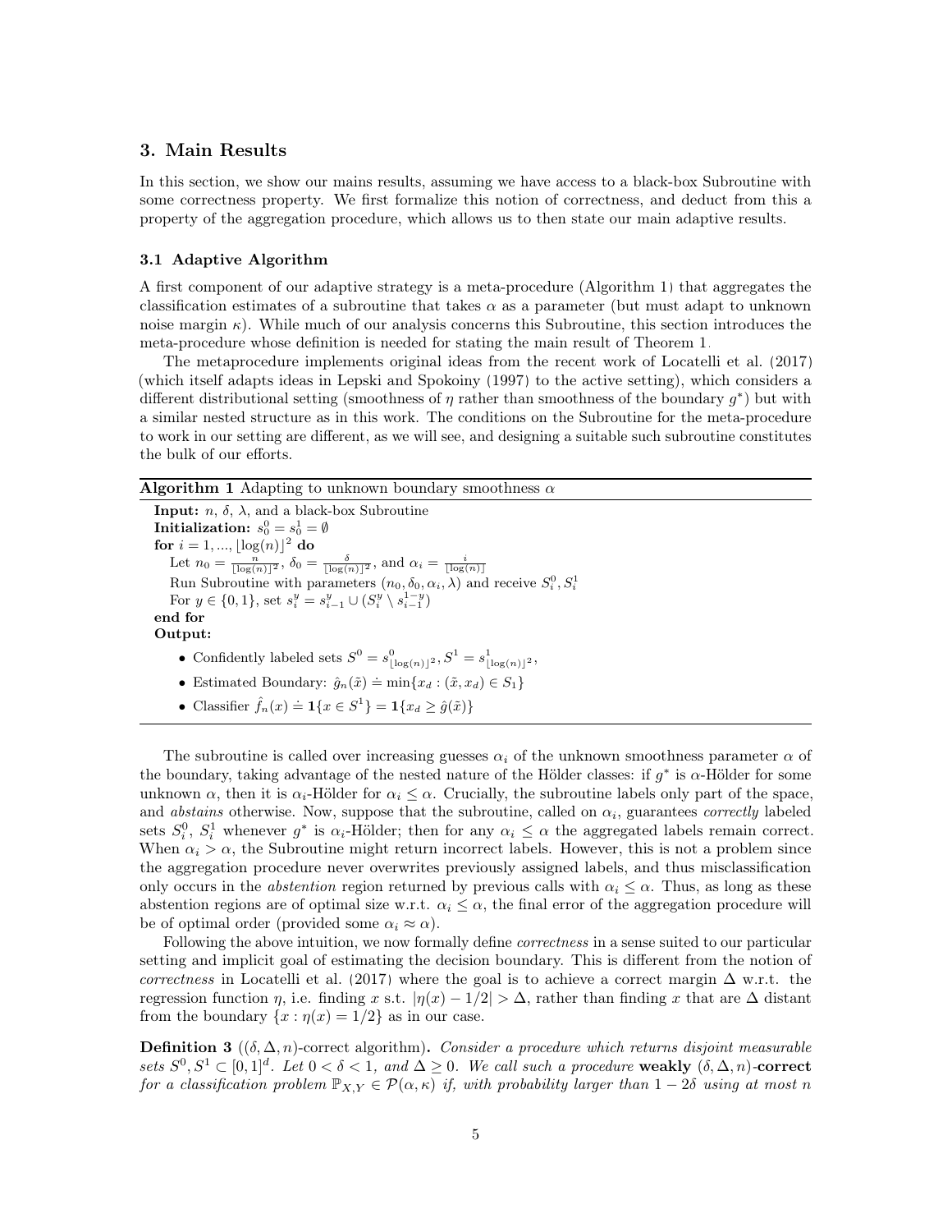## 3. Main Results

In this section, we show our mains results, assuming we have access to a black-box Subroutine with some correctness property. We first formalize this notion of correctness, and deduct from this a property of the aggregation procedure, which allows us to then state our main adaptive results.

### 3.1 Adaptive Algorithm

A first component of our adaptive strategy is a meta-procedure (Algorithm 1) that aggregates the classification estimates of a subroutine that takes $\alpha$ as a parameter (but must adapt to unknown noise margin $\kappa$). While much of our analysis concerns this Subroutine, this section introduces the meta-procedure whose definition is needed for stating the main result of Theorem 1.

The metaprocedure implements original ideas from the recent work of Locatelli et al. (2017) (which itself adapts ideas in Lepski and Spokoiny (1997) to the active setting), which considers a different distributional setting (smoothness of $\eta$ rather than smoothness of the boundary $g^*$) but with a similar nested structure as in this work. The conditions on the Subroutine for the meta-procedure to work in our setting are different, as we will see, and designing a suitable such subroutine constitutes the bulk of our efforts.

**Algorithm 1** Adapting to unknown boundary smoothness $\alpha$

**Input:** $n$, $\delta$, $\lambda$, and a black-box Subroutine
**Initialization:** $s_0^0 = s_0^1 = \emptyset$
**for** $i = 1, ..., \lfloor \log(n) \rfloor^2$ **do**
  Let $n_0 = \frac{n}{\lfloor \log(n) \rfloor^2}$, $\delta_0 = \frac{\delta}{\lfloor \log(n) \rfloor^2}$, and $\alpha_i = \frac{i}{\lfloor \log(n) \rfloor}$
  Run Subroutine with parameters $(n_0, \delta_0, \alpha_i, \lambda)$ and receive $S_i^0, S_i^1$
  For $y \in \{0, 1\}$, set $s_i^y = s_{i-1}^y \cup (S_i^y \setminus s_{i-1}^{1-y})$
**end for**
**Output:**

- Confidently labeled sets $S^0 = s^0_{\lfloor \log(n) \rfloor^2}, S^1 = s^1_{\lfloor \log(n) \rfloor^2}$,
- Estimated Boundary: $\hat{g}_n(\tilde{x}) \doteq \min\{x_d : (\tilde{x}, x_d) \in S_1\}$
- Classifier $\hat{f}_n(x) \doteq \mathbf{1}\{x \in S^1\} = \mathbf{1}\{x_d \geq \hat{g}(\tilde{x})\}$

The subroutine is called over increasing guesses $\alpha_i$ of the unknown smoothness parameter $\alpha$ of the boundary, taking advantage of the nested nature of the Hölder classes: if $g^*$ is $\alpha$-Hölder for some unknown $\alpha$, then it is $\alpha_i$-Hölder for $\alpha_i \leq \alpha$. Crucially, the subroutine labels only part of the space, and *abstains* otherwise. Now, suppose that the subroutine, called on $\alpha_i$, guarantees *correctly* labeled sets $S_i^0$, $S_i^1$ whenever $g^*$ is $\alpha_i$-Hölder; then for any $\alpha_i \leq \alpha$ the aggregated labels remain correct. When $\alpha_i > \alpha$, the Subroutine might return incorrect labels. However, this is not a problem since the aggregation procedure never overwrites previously assigned labels, and thus misclassification only occurs in the *abstention* region returned by previous calls with $\alpha_i \leq \alpha$. Thus, as long as these abstention regions are of optimal size w.r.t. $\alpha_i \leq \alpha$, the final error of the aggregation procedure will be of optimal order (provided some $\alpha_i \approx \alpha$).

Following the above intuition, we now formally define *correctness* in a sense suited to our particular setting and implicit goal of estimating the decision boundary. This is different from the notion of *correctness* in Locatelli et al. (2017) where the goal is to achieve a correct margin $\Delta$ w.r.t. the regression function $\eta$, i.e. finding $x$ s.t. $|\eta(x) - 1/2| > \Delta$, rather than finding $x$ that are $\Delta$ distant from the boundary $\{x : \eta(x) = 1/2\}$ as in our case.

**Definition 3** **($(\delta, \Delta, n)$-correct algorithm).** *Consider a procedure which returns disjoint measurable sets $S^0, S^1 \subset [0, 1]^d$. Let $0 < \delta < 1$, and $\Delta \geq 0$. We call such a procedure* **weakly** $(\delta, \Delta, n)$**-correct** *for a classification problem $\mathbb{P}_{X,Y} \in \mathcal{P}(\alpha, \kappa)$ if, with probability larger than $1 - 2\delta$ using at most $n$*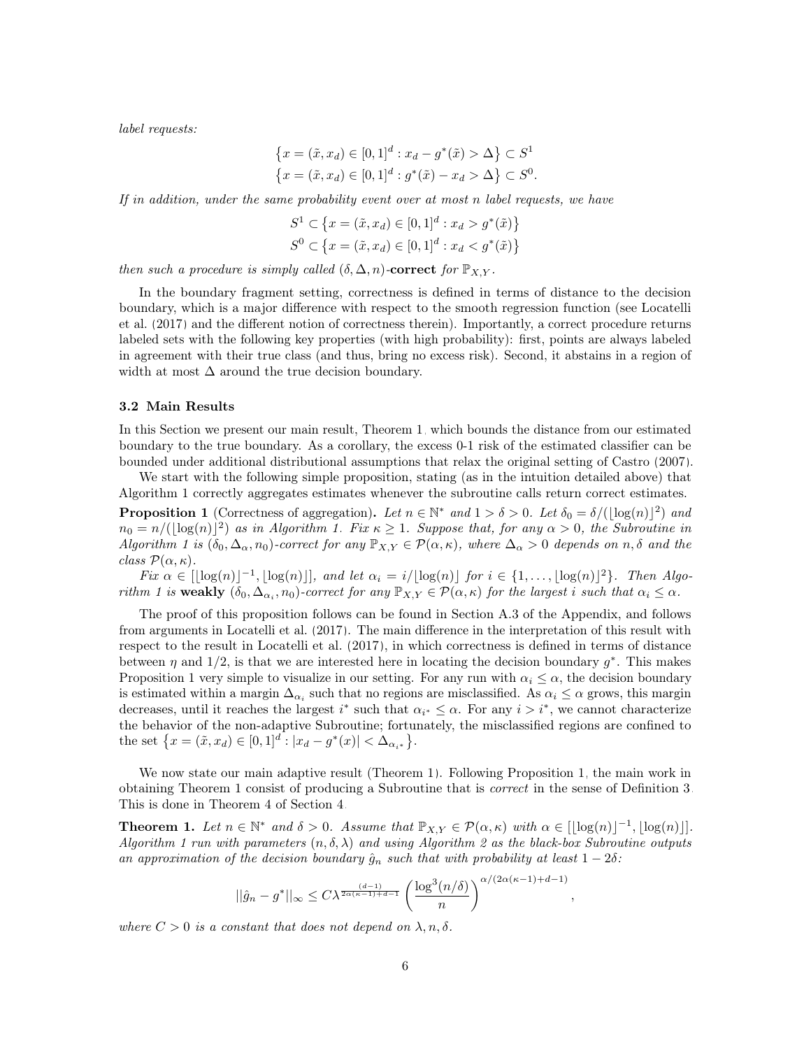*label requests:*

$$\left\{x = (\tilde{x}, x_d) \in [0,1]^d : x_d - g^*(\tilde{x}) > \Delta\right\} \subset S^1$$
$$\left\{x = (\tilde{x}, x_d) \in [0,1]^d : g^*(\tilde{x}) - x_d > \Delta\right\} \subset S^0.$$

*If in addition, under the same probability event over at most $n$ label requests, we have*

$$S^1 \subset \left\{x = (\tilde{x}, x_d) \in [0,1]^d : x_d > g^*(\tilde{x})\right\}$$
$$S^0 \subset \left\{x = (\tilde{x}, x_d) \in [0,1]^d : x_d < g^*(\tilde{x})\right\}$$

*then such a procedure is simply called $(\delta, \Delta, n)$-**correct** for $\mathbb{P}_{X,Y}$.*

In the boundary fragment setting, correctness is defined in terms of distance to the decision boundary, which is a major difference with respect to the smooth regression function (see Locatelli et al. (2017) and the different notion of correctness therein). Importantly, a correct procedure returns labeled sets with the following key properties (with high probability): first, points are always labeled in agreement with their true class (and thus, bring no excess risk). Second, it abstains in a region of width at most $\Delta$ around the true decision boundary.

### 3.2 Main Results

In this Section we present our main result, Theorem 1, which bounds the distance from our estimated boundary to the true boundary. As a corollary, the excess 0-1 risk of the estimated classifier can be bounded under additional distributional assumptions that relax the original setting of Castro (2007).

We start with the following simple proposition, stating (as in the intuition detailed above) that Algorithm 1 correctly aggregates estimates whenever the subroutine calls return correct estimates.

**Proposition 1** (Correctness of aggregation)**.** *Let $n \in \mathbb{N}^*$ and $1 > \delta > 0$. Let $\delta_0 = \delta/(\lfloor\log(n)\rfloor^2)$ and $n_0 = n/(\lfloor\log(n)\rfloor^2)$ as in Algorithm 1. Fix $\kappa \geq 1$. Suppose that, for any $\alpha > 0$, the Subroutine in Algorithm 1 is $(\delta_0, \Delta_\alpha, n_0)$-correct for any $\mathbb{P}_{X,Y} \in \mathcal{P}(\alpha, \kappa)$, where $\Delta_\alpha > 0$ depends on $n, \delta$ and the class $\mathcal{P}(\alpha, \kappa)$.*

*Fix $\alpha \in [\lfloor\log(n)\rfloor^{-1}, \lfloor\log(n)\rfloor]$, and let $\alpha_i = i/\lfloor\log(n)\rfloor$ for $i \in \{1, \ldots, \lfloor\log(n)\rfloor^2\}$. Then Algorithm 1 is **weakly** $(\delta_0, \Delta_{\alpha_i}, n_0)$-correct for any $\mathbb{P}_{X,Y} \in \mathcal{P}(\alpha, \kappa)$ for the largest $i$ such that $\alpha_i \leq \alpha$.*

The proof of this proposition follows can be found in Section A.3 of the Appendix, and follows from arguments in Locatelli et al. (2017). The main difference in the interpretation of this result with respect to the result in Locatelli et al. (2017), in which correctness is defined in terms of distance between $\eta$ and 1/2, is that we are interested here in locating the decision boundary $g^*$. This makes Proposition 1 very simple to visualize in our setting. For any run with $\alpha_i \leq \alpha$, the decision boundary is estimated within a margin $\Delta_{\alpha_i}$ such that no regions are misclassified. As $\alpha_i \leq \alpha$ grows, this margin decreases, until it reaches the largest $i^*$ such that $\alpha_{i^*} \leq \alpha$. For any $i > i^*$, we cannot characterize the behavior of the non-adaptive Subroutine; fortunately, the misclassified regions are confined to the set $\left\{x = (\tilde{x}, x_d) \in [0,1]^d : |x_d - g^*(x)| < \Delta_{\alpha_{i^*}}\right\}$.

We now state our main adaptive result (Theorem 1). Following Proposition 1, the main work in obtaining Theorem 1 consist of producing a Subroutine that is *correct* in the sense of Definition 3. This is done in Theorem 4 of Section 4.

**Theorem 1.** *Let $n \in \mathbb{N}^*$ and $\delta > 0$. Assume that $\mathbb{P}_{X,Y} \in \mathcal{P}(\alpha, \kappa)$ with $\alpha \in [\lfloor\log(n)\rfloor^{-1}, \lfloor\log(n)\rfloor]$. Algorithm 1 run with parameters $(n, \delta, \lambda)$ and using Algorithm 2 as the black-box Subroutine outputs an approximation of the decision boundary $\hat{g}_n$ such that with probability at least $1 - 2\delta$:*

$$||\hat{g}_n - g^*||_\infty \leq C\lambda^{\frac{(d-1)}{2\alpha(\kappa-1)+d-1}} \left(\frac{\log^3(n/\delta)}{n}\right)^{\alpha/(2\alpha(\kappa-1)+d-1)},$$

*where $C > 0$ is a constant that does not depend on $\lambda, n, \delta$.*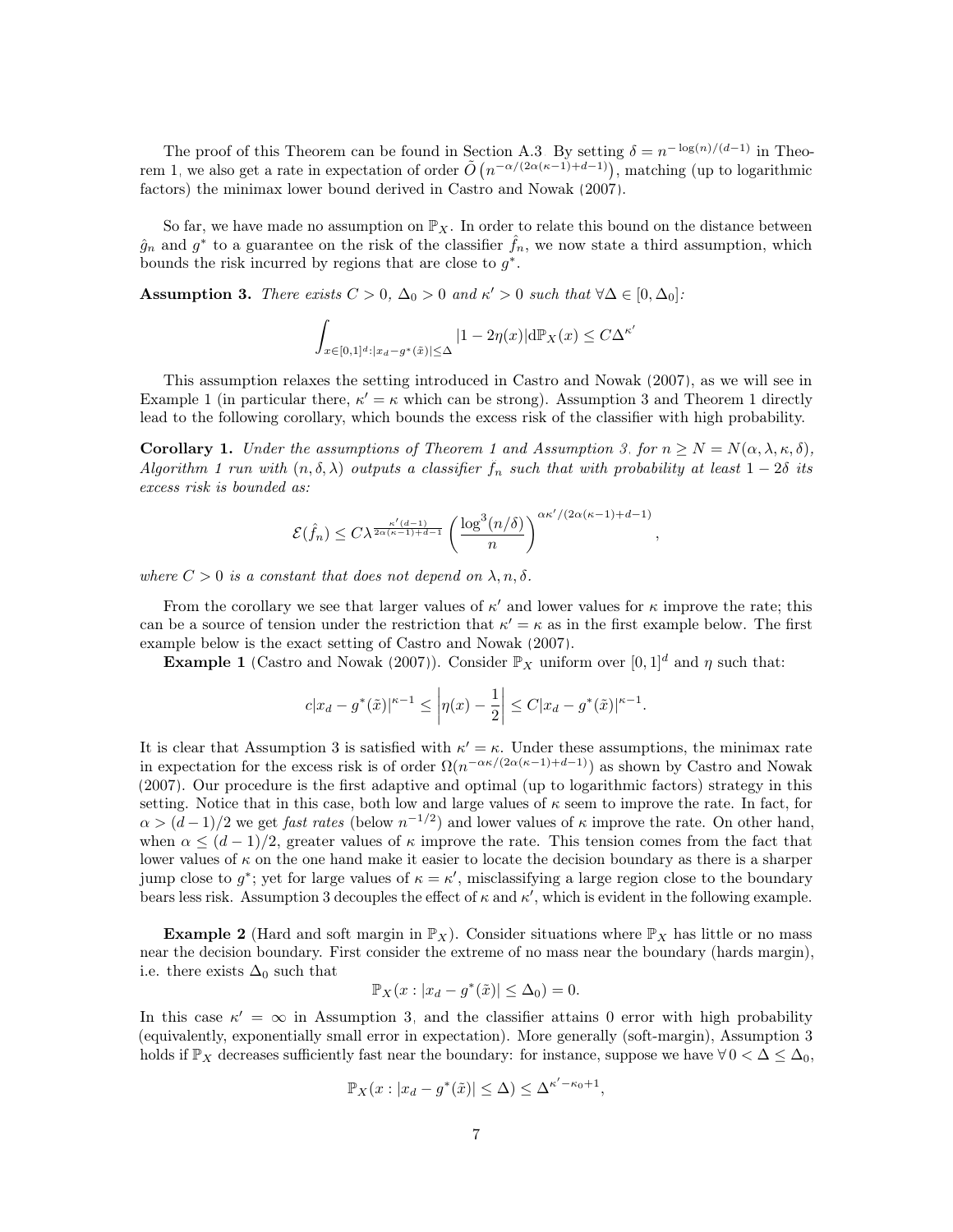The proof of this Theorem can be found in Section A.3. By setting $\delta = n^{-\log(n)/(d-1)}$ in Theorem 1, we also get a rate in expectation of order $\tilde{O}\left(n^{-\alpha/(2\alpha(\kappa-1)+d-1)}\right)$, matching (up to logarithmic factors) the minimax lower bound derived in Castro and Nowak (2007).

So far, we have made no assumption on $\mathbb{P}_X$. In order to relate this bound on the distance between $\hat{g}_n$ and $g^*$ to a guarantee on the risk of the classifier $\hat{f}_n$, we now state a third assumption, which bounds the risk incurred by regions that are close to $g^*$.

**Assumption 3.** *There exists $C > 0$, $\Delta_0 > 0$ and $\kappa' > 0$ such that $\forall \Delta \in [0, \Delta_0]$:*

$$\int_{x \in [0,1]^d : |x_d - g^*(\tilde{x})| \leq \Delta} |1 - 2\eta(x)| \mathrm{d}\mathbb{P}_X(x) \leq C\Delta^{\kappa'}$$

This assumption relaxes the setting introduced in Castro and Nowak (2007), as we will see in Example 1 (in particular there, $\kappa' = \kappa$ which can be strong). Assumption 3 and Theorem 1 directly lead to the following corollary, which bounds the excess risk of the classifier with high probability.

**Corollary 1.** *Under the assumptions of Theorem 1 and Assumption 3, for $n \geq N = N(\alpha, \lambda, \kappa, \delta)$, Algorithm 1 run with $(n, \delta, \lambda)$ outputs a classifier $f_n$ such that with probability at least $1 - 2\delta$ its excess risk is bounded as:*

$$\mathcal{E}(\hat{f}_n) \leq C\lambda^{\frac{\kappa'(d-1)}{2\alpha(\kappa-1)+d-1}} \left(\frac{\log^3(n/\delta)}{n}\right)^{\alpha\kappa'/(2\alpha(\kappa-1)+d-1)},$$

*where $C > 0$ is a constant that does not depend on $\lambda, n, \delta$.*

From the corollary we see that larger values of $\kappa'$ and lower values for $\kappa$ improve the rate; this can be a source of tension under the restriction that $\kappa' = \kappa$ as in the first example below. The first example below is the exact setting of Castro and Nowak (2007).

**Example 1** (Castro and Nowak (2007)). Consider $\mathbb{P}_X$ uniform over $[0,1]^d$ and $\eta$ such that:

$$c|x_d - g^*(\tilde{x})|^{\kappa-1} \leq \left|\eta(x) - \frac{1}{2}\right| \leq C|x_d - g^*(\tilde{x})|^{\kappa-1}.$$

It is clear that Assumption 3 is satisfied with $\kappa' = \kappa$. Under these assumptions, the minimax rate in expectation for the excess risk is of order $\Omega(n^{-\alpha\kappa/(2\alpha(\kappa-1)+d-1)})$ as shown by Castro and Nowak (2007). Our procedure is the first adaptive and optimal (up to logarithmic factors) strategy in this setting. Notice that in this case, both low and large values of $\kappa$ seem to improve the rate. In fact, for $\alpha > (d-1)/2$ we get *fast rates* (below $n^{-1/2}$) and lower values of $\kappa$ improve the rate. On other hand, when $\alpha \leq (d-1)/2$, greater values of $\kappa$ improve the rate. This tension comes from the fact that lower values of $\kappa$ on the one hand make it easier to locate the decision boundary as there is a sharper jump close to $g^*$; yet for large values of $\kappa = \kappa'$, misclassifying a large region close to the boundary bears less risk. Assumption 3 decouples the effect of $\kappa$ and $\kappa'$, which is evident in the following example.

**Example 2** (Hard and soft margin in $\mathbb{P}_X$). Consider situations where $\mathbb{P}_X$ has little or no mass near the decision boundary. First consider the extreme of no mass near the boundary (hards margin), i.e. there exists $\Delta_0$ such that

$$\mathbb{P}_X(x : |x_d - g^*(\tilde{x})| \leq \Delta_0) = 0.$$

In this case $\kappa' = \infty$ in Assumption 3, and the classifier attains 0 error with high probability (equivalently, exponentially small error in expectation). More generally (soft-margin), Assumption 3 holds if $\mathbb{P}_X$ decreases sufficiently fast near the boundary: for instance, suppose we have $\forall\, 0 < \Delta \leq \Delta_0$,

$$\mathbb{P}_X(x : |x_d - g^*(\tilde{x})| \leq \Delta) \leq \Delta^{\kappa' - \kappa_0 + 1},$$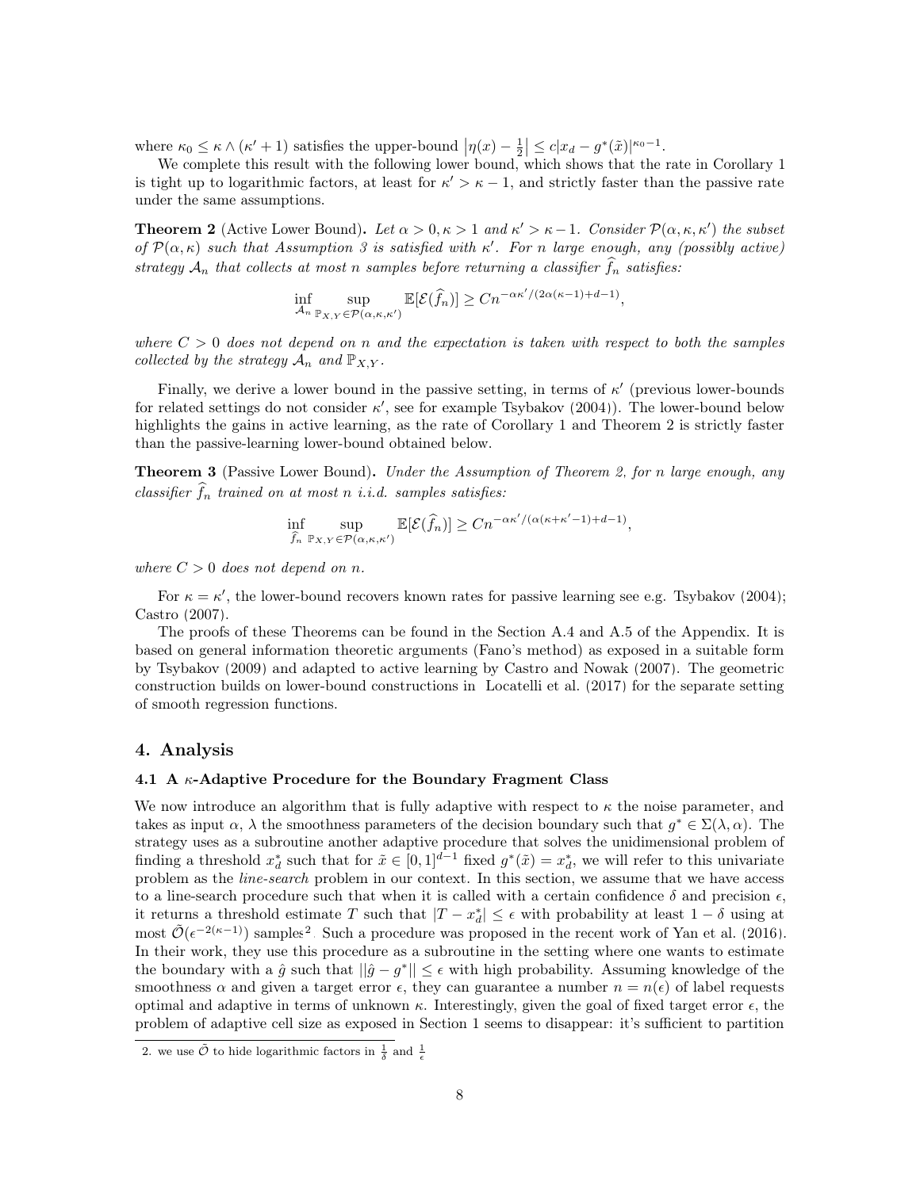where $\kappa_0 \leq \kappa \wedge (\kappa' + 1)$ satisfies the upper-bound $\left|\eta(x) - \frac{1}{2}\right| \leq c|x_d - g^*(\tilde{x})|^{\kappa_0 - 1}$.

We complete this result with the following lower bound, which shows that the rate in Corollary 1 is tight up to logarithmic factors, at least for $\kappa' > \kappa - 1$, and strictly faster than the passive rate under the same assumptions.

**Theorem 2** (Active Lower Bound). *Let $\alpha > 0, \kappa > 1$ and $\kappa' > \kappa - 1$. Consider $\mathcal{P}(\alpha, \kappa, \kappa')$ the subset of $\mathcal{P}(\alpha, \kappa)$ such that Assumption 3 is satisfied with $\kappa'$. For $n$ large enough, any (possibly active) strategy $\mathcal{A}_n$ that collects at most $n$ samples before returning a classifier $\widehat{f}_n$ satisfies:*

$$\inf_{\mathcal{A}_n} \sup_{\mathbb{P}_{X,Y} \in \mathcal{P}(\alpha,\kappa,\kappa')} \mathbb{E}[\mathcal{E}(\widehat{f}_n)] \geq C n^{-\alpha\kappa'/(2\alpha(\kappa-1)+d-1)},$$

*where $C > 0$ does not depend on $n$ and the expectation is taken with respect to both the samples collected by the strategy $\mathcal{A}_n$ and $\mathbb{P}_{X,Y}$.*

Finally, we derive a lower bound in the passive setting, in terms of $\kappa'$ (previous lower-bounds for related settings do not consider $\kappa'$, see for example Tsybakov (2004)). The lower-bound below highlights the gains in active learning, as the rate of Corollary 1 and Theorem 2 is strictly faster than the passive-learning lower-bound obtained below.

**Theorem 3** (Passive Lower Bound). *Under the Assumption of Theorem 2, for $n$ large enough, any classifier $\widehat{f}_n$ trained on at most $n$ i.i.d. samples satisfies:*

$$\inf_{\widehat{f}_n} \sup_{\mathbb{P}_{X,Y} \in \mathcal{P}(\alpha,\kappa,\kappa')} \mathbb{E}[\mathcal{E}(\widehat{f}_n)] \geq C n^{-\alpha\kappa'/(\alpha(\kappa+\kappa'-1)+d-1)},$$

*where $C > 0$ does not depend on $n$.*

For $\kappa = \kappa'$, the lower-bound recovers known rates for passive learning see e.g. Tsybakov (2004); Castro (2007).

The proofs of these Theorems can be found in the Section A.4 and A.5 of the Appendix. It is based on general information theoretic arguments (Fano's method) as exposed in a suitable form by Tsybakov (2009) and adapted to active learning by Castro and Nowak (2007). The geometric construction builds on lower-bound constructions in Locatelli et al. (2017) for the separate setting of smooth regression functions.

## 4. Analysis

### 4.1 A $\kappa$-Adaptive Procedure for the Boundary Fragment Class

We now introduce an algorithm that is fully adaptive with respect to $\kappa$ the noise parameter, and takes as input $\alpha$, $\lambda$ the smoothness parameters of the decision boundary such that $g^* \in \Sigma(\lambda, \alpha)$. The strategy uses as a subroutine another adaptive procedure that solves the unidimensional problem of finding a threshold $x_d^*$ such that for $\tilde{x} \in [0,1]^{d-1}$ fixed $g^*(\tilde{x}) = x_d^*$, we will refer to this univariate problem as the *line-search* problem in our context. In this section, we assume that we have access to a line-search procedure such that when it is called with a certain confidence $\delta$ and precision $\epsilon$, it returns a threshold estimate $T$ such that $|T - x_d^*| \leq \epsilon$ with probability at least $1 - \delta$ using at most $\tilde{\mathcal{O}}(\epsilon^{-2(\kappa-1)})$ samples[2]. Such a procedure was proposed in the recent work of Yan et al. (2016). In their work, they use this procedure as a subroutine in the setting where one wants to estimate the boundary with a $\hat{g}$ such that $||\hat{g} - g^*|| \leq \epsilon$ with high probability. Assuming knowledge of the smoothness $\alpha$ and given a target error $\epsilon$, they can guarantee a number $n = n(\epsilon)$ of label requests optimal and adaptive in terms of unknown $\kappa$. Interestingly, given the goal of fixed target error $\epsilon$, the problem of adaptive cell size as exposed in Section 1 seems to disappear: it's sufficient to partition

2. we use $\tilde{\mathcal{O}}$ to hide logarithmic factors in $\frac{1}{\delta}$ and $\frac{1}{\epsilon}$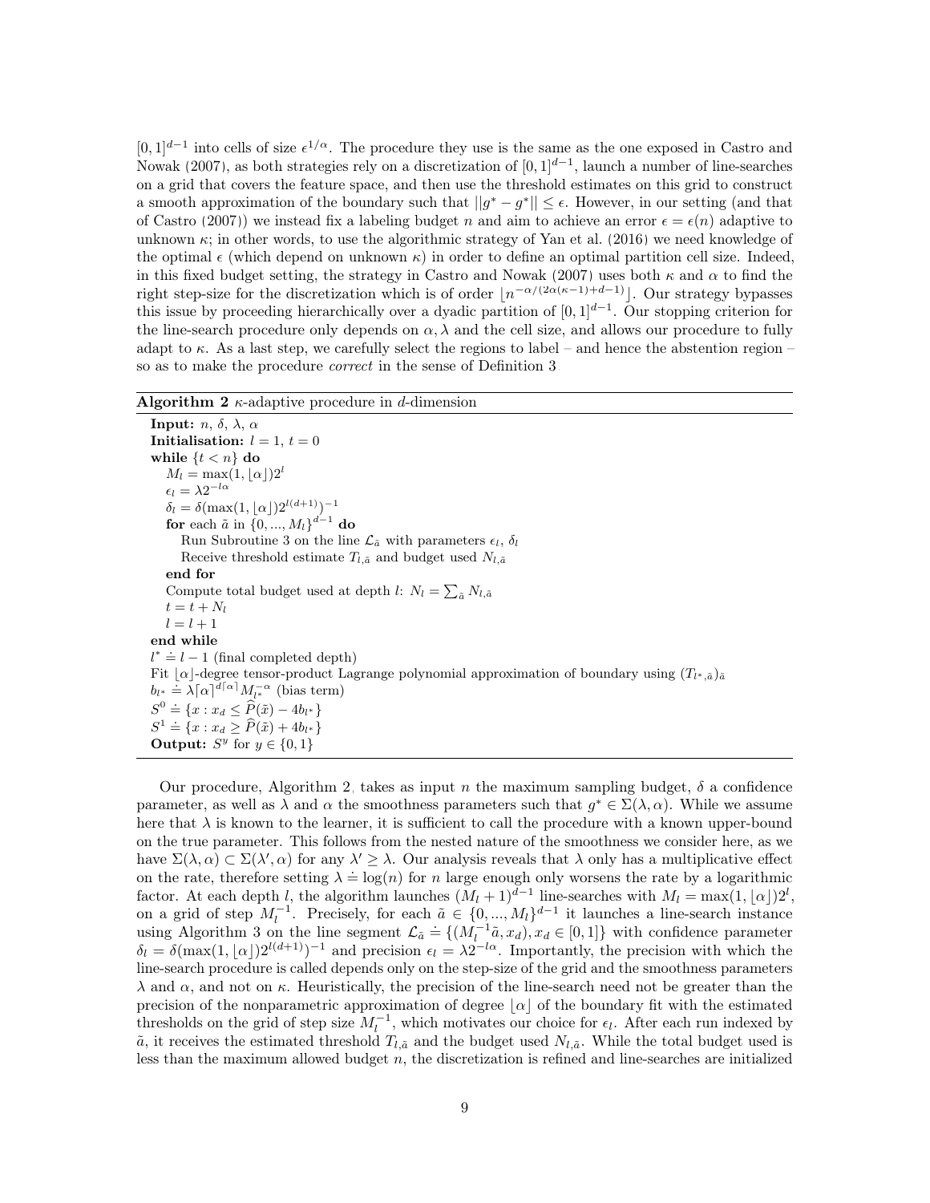$[0,1]^{d-1}$ into cells of size $\epsilon^{1/\alpha}$. The procedure they use is the same as the one exposed in Castro and Nowak (2007), as both strategies rely on a discretization of $[0,1]^{d-1}$, launch a number of line-searches on a grid that covers the feature space, and then use the threshold estimates on this grid to construct a smooth approximation of the boundary such that $||g^* - g^*|| \leq \epsilon$. However, in our setting (and that of Castro (2007)) we instead fix a labeling budget $n$ and aim to achieve an error $\epsilon = \epsilon(n)$ adaptive to unknown $\kappa$; in other words, to use the algorithmic strategy of Yan et al. (2016) we need knowledge of the optimal $\epsilon$ (which depend on unknown $\kappa$) in order to define an optimal partition cell size. Indeed, in this fixed budget setting, the strategy in Castro and Nowak (2007) uses both $\kappa$ and $\alpha$ to find the right step-size for the discretization which is of order $\lfloor n^{-\alpha/(2\alpha(\kappa-1)+d-1)} \rfloor$. Our strategy bypasses this issue by proceeding hierarchically over a dyadic partition of $[0,1]^{d-1}$. Our stopping criterion for the line-search procedure only depends on $\alpha, \lambda$ and the cell size, and allows our procedure to fully adapt to $\kappa$. As a last step, we carefully select the regions to label – and hence the abstention region – so as to make the procedure *correct* in the sense of Definition 3

**Algorithm 2** $\kappa$-adaptive procedure in $d$-dimension

```
Input: n, δ, λ, α
Initialisation: l = 1, t = 0
while {t < n} do
    M_l = max(1, ⌊α⌋)2^l
    ε_l = λ2^{-lα}
    δ_l = δ(max(1, ⌊α⌋)2^{l(d+1)})^{-1}
    for each ã in {0, ..., M_l}^{d-1} do
        Run Subroutine 3 on the line L_ã with parameters ε_l, δ_l
        Receive threshold estimate T_{l,ã} and budget used N_{l,ã}
    end for
    Compute total budget used at depth l: N_l = Σ_ã N_{l,ã}
    t = t + N_l
    l = l + 1
end while
l* ≐ l − 1 (final completed depth)
Fit ⌊α⌋-degree tensor-product Lagrange polynomial approximation of boundary using (T_{l*,ã})_ã
b_{l*} ≐ λ⌈α⌉^{d⌈α⌉} M_{l*}^{-α} (bias term)
S^0 ≐ {x : x_d ≤ P̂(x̃) − 4b_{l*}}
S^1 ≐ {x : x_d ≥ P̂(x̃) + 4b_{l*}}
Output: S^y for y ∈ {0, 1}
```

Our procedure, Algorithm 2, takes as input $n$ the maximum sampling budget, $\delta$ a confidence parameter, as well as $\lambda$ and $\alpha$ the smoothness parameters such that $g^* \in \Sigma(\lambda, \alpha)$. While we assume here that $\lambda$ is known to the learner, it is sufficient to call the procedure with a known upper-bound on the true parameter. This follows from the nested nature of the smoothness we consider here, as we have $\Sigma(\lambda, \alpha) \subset \Sigma(\lambda', \alpha)$ for any $\lambda' \geq \lambda$. Our analysis reveals that $\lambda$ only has a multiplicative effect on the rate, therefore setting $\lambda \doteq \log(n)$ for $n$ large enough only worsens the rate by a logarithmic factor. At each depth $l$, the algorithm launches $(M_l+1)^{d-1}$ line-searches with $M_l = \max(1, \lfloor \alpha \rfloor)2^l$, on a grid of step $M_l^{-1}$. Precisely, for each $\tilde{a} \in \{0, ..., M_l\}^{d-1}$ it launches a line-search instance using Algorithm 3 on the line segment $\mathcal{L}_{\tilde{a}} \doteq \{(M_l^{-1}\tilde{a}, x_d), x_d \in [0,1]\}$ with confidence parameter $\delta_l = \delta(\max(1, \lfloor \alpha \rfloor)2^{l(d+1)})^{-1}$ and precision $\epsilon_l = \lambda 2^{-l\alpha}$. Importantly, the precision with which the line-search procedure is called depends only on the step-size of the grid and the smoothness parameters $\lambda$ and $\alpha$, and not on $\kappa$. Heuristically, the precision of the line-search need not be greater than the precision of the nonparametric approximation of degree $\lfloor \alpha \rfloor$ of the boundary fit with the estimated thresholds on the grid of step size $M_l^{-1}$, which motivates our choice for $\epsilon_l$. After each run indexed by $\tilde{a}$, it receives the estimated threshold $T_{l,\tilde{a}}$ and the budget used $N_{l,\tilde{a}}$. While the total budget used is less than the maximum allowed budget $n$, the discretization is refined and line-searches are initialized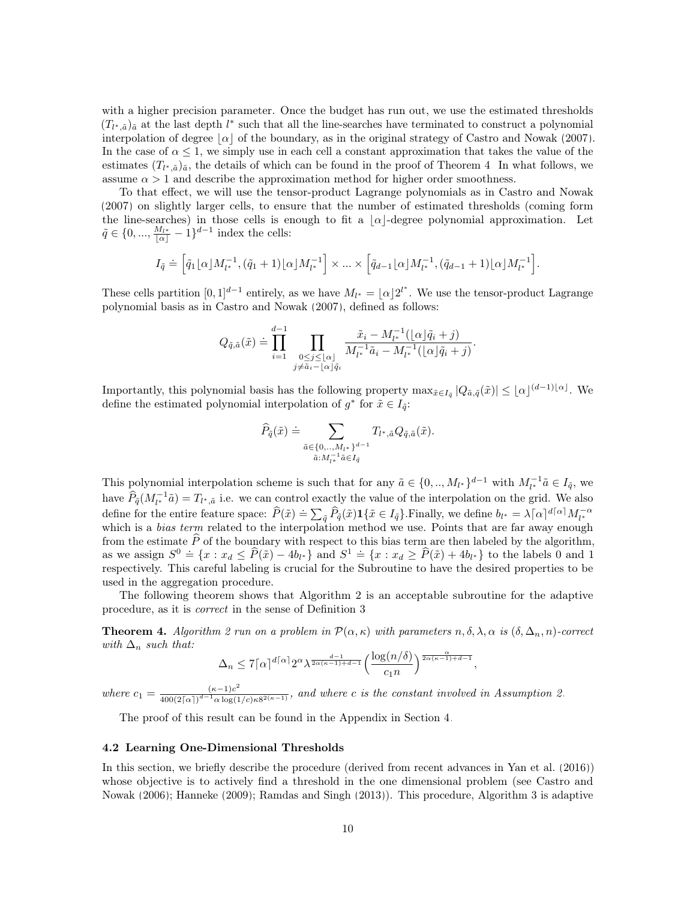with a higher precision parameter. Once the budget has run out, we use the estimated thresholds $(T_{l^*,\tilde{a}})_{\tilde{a}}$ at the last depth $l^*$ such that all the line-searches have terminated to construct a polynomial interpolation of degree $\lfloor\alpha\rfloor$ of the boundary, as in the original strategy of Castro and Nowak (2007). In the case of $\alpha \le 1$, we simply use in each cell a constant approximation that takes the value of the estimates $(T_{l^*,\tilde{a}})_{\tilde{a}}$, the details of which can be found in the proof of Theorem 4. In what follows, we assume $\alpha > 1$ and describe the approximation method for higher order smoothness.

To that effect, we will use the tensor-product Lagrange polynomials as in Castro and Nowak (2007) on slightly larger cells, to ensure that the number of estimated thresholds (coming form the line-searches) in those cells is enough to fit a $\lfloor\alpha\rfloor$-degree polynomial approximation. Let $\tilde{q} \in \{0, ..., \frac{M_{l^*}}{\lfloor\alpha\rfloor} - 1\}^{d-1}$ index the cells:

$$I_{\tilde{q}} \doteq \left[\tilde{q}_1\lfloor\alpha\rfloor M_{l^*}^{-1}, (\tilde{q}_1+1)\lfloor\alpha\rfloor M_{l^*}^{-1}\right] \times ... \times \left[\tilde{q}_{d-1}\lfloor\alpha\rfloor M_{l^*}^{-1}, (\tilde{q}_{d-1}+1)\lfloor\alpha\rfloor M_{l^*}^{-1}\right].$$

These cells partition $[0,1]^{d-1}$ entirely, as we have $M_{l^*} = \lfloor\alpha\rfloor 2^{l^*}$. We use the tensor-product Lagrange polynomial basis as in Castro and Nowak (2007), defined as follows:

$$Q_{\tilde{q},\tilde{a}}(\tilde{x}) \doteq \prod_{i=1}^{d-1} \prod_{\substack{0 \le j \le \lfloor\alpha\rfloor \\ j \ne \tilde{a}_i - \lfloor\alpha\rfloor\tilde{q}_i}} \frac{\tilde{x}_i - M_{l^*}^{-1}(\lfloor\alpha\rfloor\tilde{q}_i + j)}{M_{l^*}^{-1}\tilde{a}_i - M_{l^*}^{-1}(\lfloor\alpha\rfloor\tilde{q}_i + j)}.$$

Importantly, this polynomial basis has the following property $\max_{\tilde{x}\in I_{\tilde{q}}} |Q_{\tilde{a},\tilde{q}}(\tilde{x})| \le \lfloor\alpha\rfloor^{(d-1)\lfloor\alpha\rfloor}$. We define the estimated polynomial interpolation of $g^*$ for $\tilde{x} \in I_{\tilde{q}}$:

$$\widehat{P}_{\tilde{q}}(\tilde{x}) \doteq \sum_{\substack{\tilde{a}\in\{0,..,M_{l^*}\}^{d-1} \\ \tilde{a}: M_{l^*}^{-1}\tilde{a}\in I_{\tilde{q}}}} T_{l^*,\tilde{a}} Q_{\tilde{q},\tilde{a}}(\tilde{x}).$$

This polynomial interpolation scheme is such that for any $\tilde{a} \in \{0, .., M_{l^*}\}^{d-1}$ with $M_{l^*}^{-1}\tilde{a} \in I_{\tilde{q}}$, we have $\widehat{P}_{\tilde{q}}(M_{l^*}^{-1}\tilde{a}) = T_{l^*,\tilde{a}}$ i.e. we can control exactly the value of the interpolation on the grid. We also define for the entire feature space: $\widehat{P}(\tilde{x}) \doteq \sum_{\tilde{q}} \widehat{P}_{\tilde{q}}(\tilde{x})\mathbf{1}\{\tilde{x} \in I_{\tilde{q}}\}$.Finally, we define $b_{l^*} = \lambda\lceil\alpha\rceil^{d\lceil\alpha\rceil} M_{l^*}^{-\alpha}$ which is a *bias term* related to the interpolation method we use. Points that are far away enough from the estimate $\widehat{P}$ of the boundary with respect to this bias term are then labeled by the algorithm, as we assign $S^0 \doteq \{x : x_d \le \widehat{P}(\tilde{x}) - 4b_{l^*}\}$ and $S^1 \doteq \{x : x_d \ge \widehat{P}(\tilde{x}) + 4b_{l^*}\}$ to the labels 0 and 1 respectively. This careful labeling is crucial for the Subroutine to have the desired properties to be used in the aggregation procedure.

The following theorem shows that Algorithm 2 is an acceptable subroutine for the adaptive procedure, as it is *correct* in the sense of Definition 3.

**Theorem 4.** *Algorithm 2 run on a problem in $\mathcal{P}(\alpha,\kappa)$ with parameters $n, \delta, \lambda, \alpha$ is $(\delta, \Delta_n, n)$-correct with $\Delta_n$ such that:*

$$\Delta_n \le 7\lceil\alpha\rceil^{d\lceil\alpha\rceil} 2^\alpha \lambda^{\frac{d-1}{2\alpha(\kappa-1)+d-1}} \Big(\frac{\log(n/\delta)}{c_1 n}\Big)^{\frac{\alpha}{2\alpha(\kappa-1)+d-1}},$$

*where $c_1 = \frac{(\kappa-1)c^2}{400(2\lceil\alpha\rceil)^{d-1}\alpha\log(1/c)\kappa 8^{2(\kappa-1)}}$, and where $c$ is the constant involved in Assumption 2.*

The proof of this result can be found in the Appendix in Section 4.

### 4.2 Learning One-Dimensional Thresholds

In this section, we briefly describe the procedure (derived from recent advances in Yan et al. (2016)) whose objective is to actively find a threshold in the one dimensional problem (see Castro and Nowak (2006); Hanneke (2009); Ramdas and Singh (2013)). This procedure, Algorithm 3 is adaptive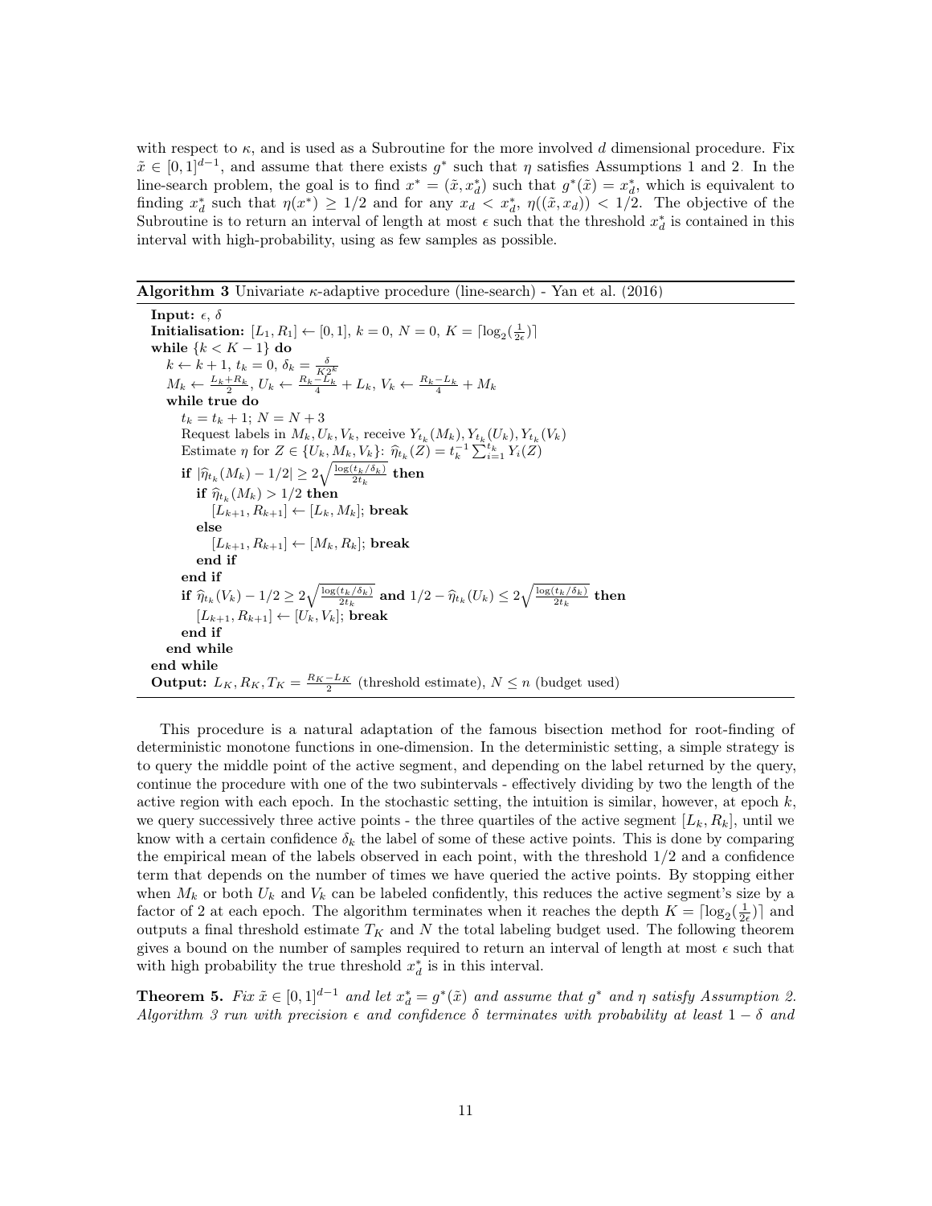with respect to $\kappa$, and is used as a Subroutine for the more involved $d$ dimensional procedure. Fix $\tilde{x} \in [0,1]^{d-1}$, and assume that there exists $g^*$ such that $\eta$ satisfies Assumptions 1 and 2. In the line-search problem, the goal is to find $x^* = (\tilde{x}, x_d^*)$ such that $g^*(\tilde{x}) = x_d^*$, which is equivalent to finding $x_d^*$ such that $\eta(x^*) \geq 1/2$ and for any $x_d < x_d^*$, $\eta((\tilde{x}, x_d)) < 1/2$. The objective of the Subroutine is to return an interval of length at most $\epsilon$ such that the threshold $x_d^*$ is contained in this interval with high-probability, using as few samples as possible.

**Algorithm 3** Univariate $\kappa$-adaptive procedure (line-search) - Yan et al. (2016)

```
Input: ε, δ
Initialisation: [L_1, R_1] ← [0,1], k = 0, N = 0, K = ⌈log_2(1/(2ε))⌉
while {k < K − 1} do
  k ← k + 1, t_k = 0, δ_k = δ/(K 2^k)
  M_k ← (L_k + R_k)/2, U_k ← (R_k − L_k)/4 + L_k, V_k ← (R_k − L_k)/4 + M_k
  while true do
    t_k = t_k + 1; N = N + 3
    Request labels in M_k, U_k, V_k, receive Y_{t_k}(M_k), Y_{t_k}(U_k), Y_{t_k}(V_k)
    Estimate η for Z ∈ {U_k, M_k, V_k}: η̂_{t_k}(Z) = t_k^{-1} Σ_{i=1}^{t_k} Y_i(Z)
    if |η̂_{t_k}(M_k) − 1/2| ≥ 2 sqrt(log(t_k/δ_k)/(2t_k)) then
      if η̂_{t_k}(M_k) > 1/2 then
        [L_{k+1}, R_{k+1}] ← [L_k, M_k]; break
      else
        [L_{k+1}, R_{k+1}] ← [M_k, R_k]; break
      end if
    end if
    if η̂_{t_k}(V_k) − 1/2 ≥ 2 sqrt(log(t_k/δ_k)/(2t_k)) and 1/2 − η̂_{t_k}(U_k) ≤ 2 sqrt(log(t_k/δ_k)/(2t_k)) then
      [L_{k+1}, R_{k+1}] ← [U_k, V_k]; break
    end if
  end while
end while
Output: L_K, R_K, T_K = (R_K − L_K)/2 (threshold estimate), N ≤ n (budget used)
```

This procedure is a natural adaptation of the famous bisection method for root-finding of deterministic monotone functions in one-dimension. In the deterministic setting, a simple strategy is to query the middle point of the active segment, and depending on the label returned by the query, continue the procedure with one of the two subintervals - effectively dividing by two the length of the active region with each epoch. In the stochastic setting, the intuition is similar, however, at epoch $k$, we query successively three active points - the three quartiles of the active segment $[L_k, R_k]$, until we know with a certain confidence $\delta_k$ the label of some of these active points. This is done by comparing the empirical mean of the labels observed in each point, with the threshold $1/2$ and a confidence term that depends on the number of times we have queried the active points. By stopping either when $M_k$ or both $U_k$ and $V_k$ can be labeled confidently, this reduces the active segment's size by a factor of 2 at each epoch. The algorithm terminates when it reaches the depth $K = \lceil \log_2(\frac{1}{2\epsilon}) \rceil$ and outputs a final threshold estimate $T_K$ and $N$ the total labeling budget used. The following theorem gives a bound on the number of samples required to return an interval of length at most $\epsilon$ such that with high probability the true threshold $x_d^*$ is in this interval.

**Theorem 5.** *Fix $\tilde{x} \in [0,1]^{d-1}$ and let $x_d^* = g^*(\tilde{x})$ and assume that $g^*$ and $\eta$ satisfy Assumption 2. Algorithm 3 run with precision $\epsilon$ and confidence $\delta$ terminates with probability at least $1 - \delta$ and*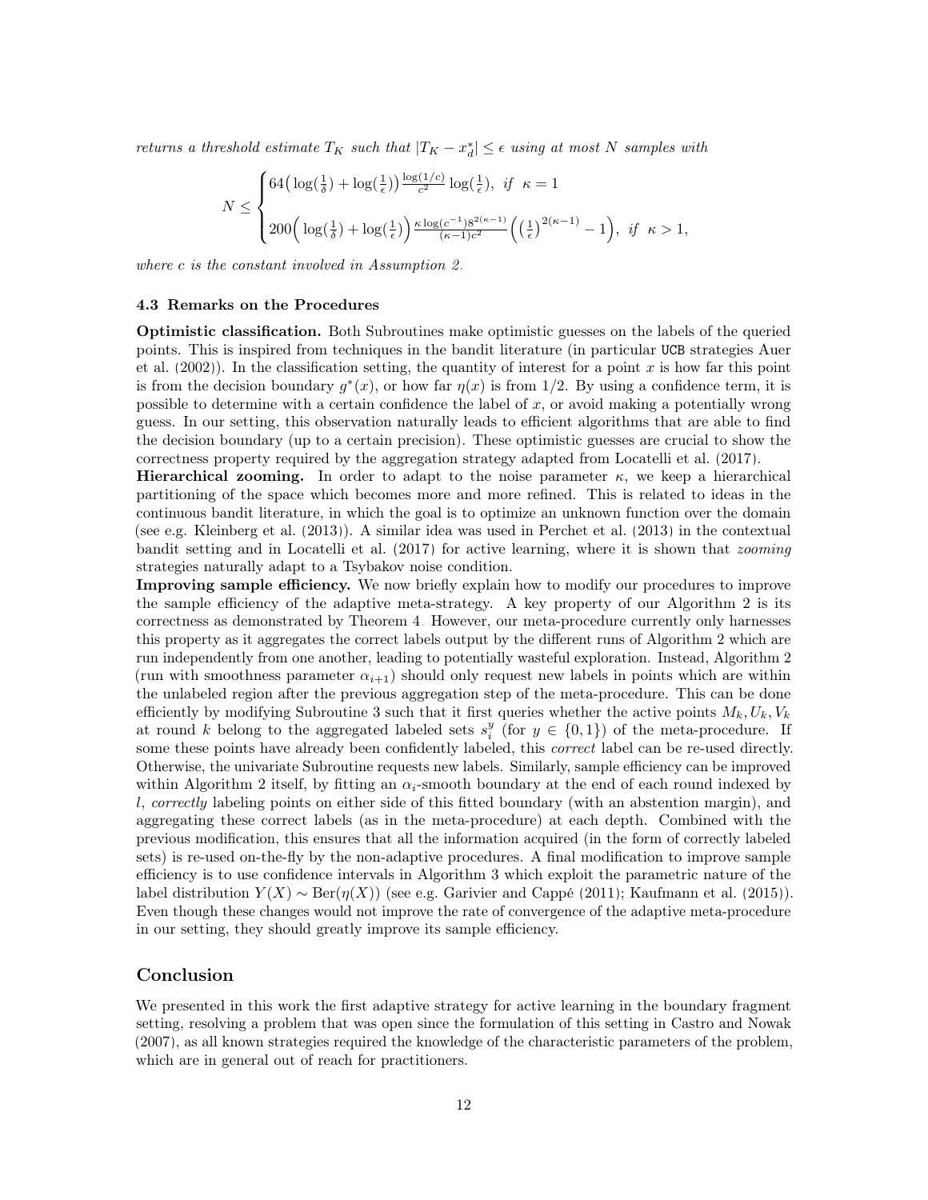*returns a threshold estimate $T_K$ such that $|T_K - x_d^*| \leq \epsilon$ using at most $N$ samples with*

$$N \leq \begin{cases} 64\big(\log(\frac{1}{\delta}) + \log(\frac{1}{\epsilon})\big)\frac{\log(1/c)}{c^2}\log(\frac{1}{\epsilon}), & \text{if } \kappa = 1 \\ 200\Big(\log(\frac{1}{\delta}) + \log(\frac{1}{\epsilon})\Big)\frac{\kappa \log(c^{-1})8^{2(\kappa-1)}}{(\kappa-1)c^2}\Big(\big(\frac{1}{\epsilon}\big)^{2(\kappa-1)} - 1\Big), & \text{if } \kappa > 1, \end{cases}$$

*where $c$ is the constant involved in Assumption 2.*

### 4.3 Remarks on the Procedures

**Optimistic classification.** Both Subroutines make optimistic guesses on the labels of the queried points. This is inspired from techniques in the bandit literature (in particular UCB strategies Auer et al. (2002)). In the classification setting, the quantity of interest for a point $x$ is how far this point is from the decision boundary $g^*(x)$, or how far $\eta(x)$ is from $1/2$. By using a confidence term, it is possible to determine with a certain confidence the label of $x$, or avoid making a potentially wrong guess. In our setting, this observation naturally leads to efficient algorithms that are able to find the decision boundary (up to a certain precision). These optimistic guesses are crucial to show the correctness property required by the aggregation strategy adapted from Locatelli et al. (2017).

**Hierarchical zooming.** In order to adapt to the noise parameter $\kappa$, we keep a hierarchical partitioning of the space which becomes more and more refined. This is related to ideas in the continuous bandit literature, in which the goal is to optimize an unknown function over the domain (see e.g. Kleinberg et al. (2013)). A similar idea was used in Perchet et al. (2013) in the contextual bandit setting and in Locatelli et al. (2017) for active learning, where it is shown that *zooming* strategies naturally adapt to a Tsybakov noise condition.

**Improving sample efficiency.** We now briefly explain how to modify our procedures to improve the sample efficiency of the adaptive meta-strategy. A key property of our Algorithm 2 is its correctness as demonstrated by Theorem 4. However, our meta-procedure currently only harnesses this property as it aggregates the correct labels output by the different runs of Algorithm 2 which are run independently from one another, leading to potentially wasteful exploration. Instead, Algorithm 2 (run with smoothness parameter $\alpha_{i+1}$) should only request new labels in points which are within the unlabeled region after the previous aggregation step of the meta-procedure. This can be done efficiently by modifying Subroutine 3 such that it first queries whether the active points $M_k, U_k, V_k$ at round $k$ belong to the aggregated labeled sets $s_i^y$ (for $y \in \{0, 1\}$) of the meta-procedure. If some these points have already been confidently labeled, this *correct* label can be re-used directly. Otherwise, the univariate Subroutine requests new labels. Similarly, sample efficiency can be improved within Algorithm 2 itself, by fitting an $\alpha_i$-smooth boundary at the end of each round indexed by $l$, *correctly* labeling points on either side of this fitted boundary (with an abstention margin), and aggregating these correct labels (as in the meta-procedure) at each depth. Combined with the previous modification, this ensures that all the information acquired (in the form of correctly labeled sets) is re-used on-the-fly by the non-adaptive procedures. A final modification to improve sample efficiency is to use confidence intervals in Algorithm 3 which exploit the parametric nature of the label distribution $Y(X) \sim \mathrm{Ber}(\eta(X))$ (see e.g. Garivier and Cappé (2011); Kaufmann et al. (2015)). Even though these changes would not improve the rate of convergence of the adaptive meta-procedure in our setting, they should greatly improve its sample efficiency.

## Conclusion

We presented in this work the first adaptive strategy for active learning in the boundary fragment setting, resolving a problem that was open since the formulation of this setting in Castro and Nowak (2007), as all known strategies required the knowledge of the characteristic parameters of the problem, which are in general out of reach for practitioners.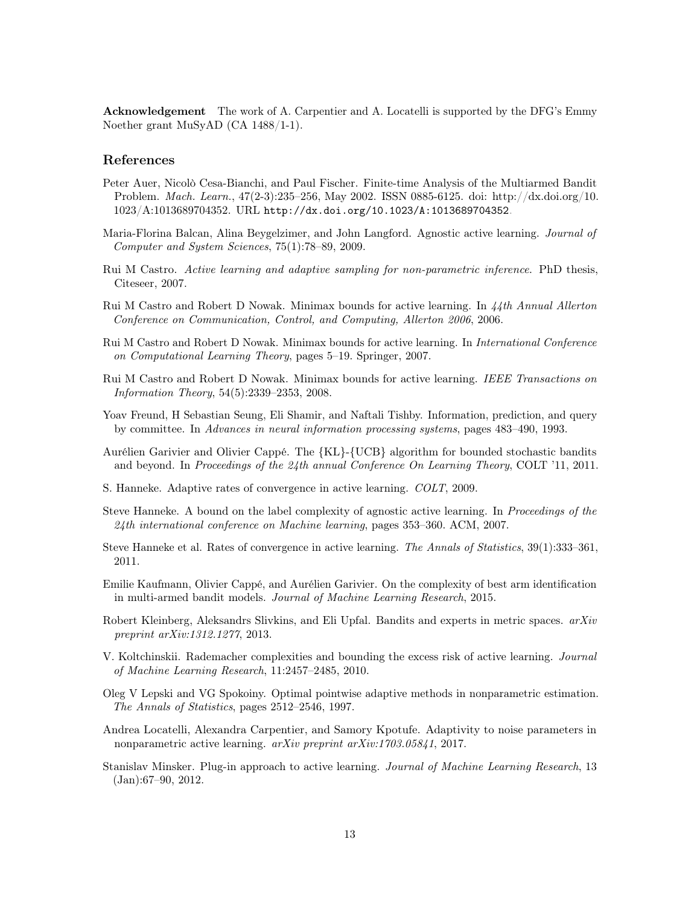**Acknowledgement** The work of A. Carpentier and A. Locatelli is supported by the DFG's Emmy Noether grant MuSyAD (CA 1488/1-1).

## References

Peter Auer, Nicolò Cesa-Bianchi, and Paul Fischer. Finite-time Analysis of the Multiarmed Bandit Problem. *Mach. Learn.*, 47(2-3):235–256, May 2002. ISSN 0885-6125. doi: http://dx.doi.org/10.1023/A:1013689704352. URL `http://dx.doi.org/10.1023/A:1013689704352`.

Maria-Florina Balcan, Alina Beygelzimer, and John Langford. Agnostic active learning. *Journal of Computer and System Sciences*, 75(1):78–89, 2009.

Rui M Castro. *Active learning and adaptive sampling for non-parametric inference*. PhD thesis, Citeseer, 2007.

Rui M Castro and Robert D Nowak. Minimax bounds for active learning. In *44th Annual Allerton Conference on Communication, Control, and Computing, Allerton 2006*, 2006.

Rui M Castro and Robert D Nowak. Minimax bounds for active learning. In *International Conference on Computational Learning Theory*, pages 5–19. Springer, 2007.

Rui M Castro and Robert D Nowak. Minimax bounds for active learning. *IEEE Transactions on Information Theory*, 54(5):2339–2353, 2008.

Yoav Freund, H Sebastian Seung, Eli Shamir, and Naftali Tishby. Information, prediction, and query by committee. In *Advances in neural information processing systems*, pages 483–490, 1993.

Aurélien Garivier and Olivier Cappé. The {KL}-{UCB} algorithm for bounded stochastic bandits and beyond. In *Proceedings of the 24th annual Conference On Learning Theory*, COLT '11, 2011.

S. Hanneke. Adaptive rates of convergence in active learning. *COLT*, 2009.

Steve Hanneke. A bound on the label complexity of agnostic active learning. In *Proceedings of the 24th international conference on Machine learning*, pages 353–360. ACM, 2007.

Steve Hanneke et al. Rates of convergence in active learning. *The Annals of Statistics*, 39(1):333–361, 2011.

Emilie Kaufmann, Olivier Cappé, and Aurélien Garivier. On the complexity of best arm identification in multi-armed bandit models. *Journal of Machine Learning Research*, 2015.

Robert Kleinberg, Aleksandrs Slivkins, and Eli Upfal. Bandits and experts in metric spaces. *arXiv preprint arXiv:1312.1277*, 2013.

V. Koltchinskii. Rademacher complexities and bounding the excess risk of active learning. *Journal of Machine Learning Research*, 11:2457–2485, 2010.

Oleg V Lepski and VG Spokoiny. Optimal pointwise adaptive methods in nonparametric estimation. *The Annals of Statistics*, pages 2512–2546, 1997.

Andrea Locatelli, Alexandra Carpentier, and Samory Kpotufe. Adaptivity to noise parameters in nonparametric active learning. *arXiv preprint arXiv:1703.05841*, 2017.

Stanislav Minsker. Plug-in approach to active learning. *Journal of Machine Learning Research*, 13 (Jan):67–90, 2012.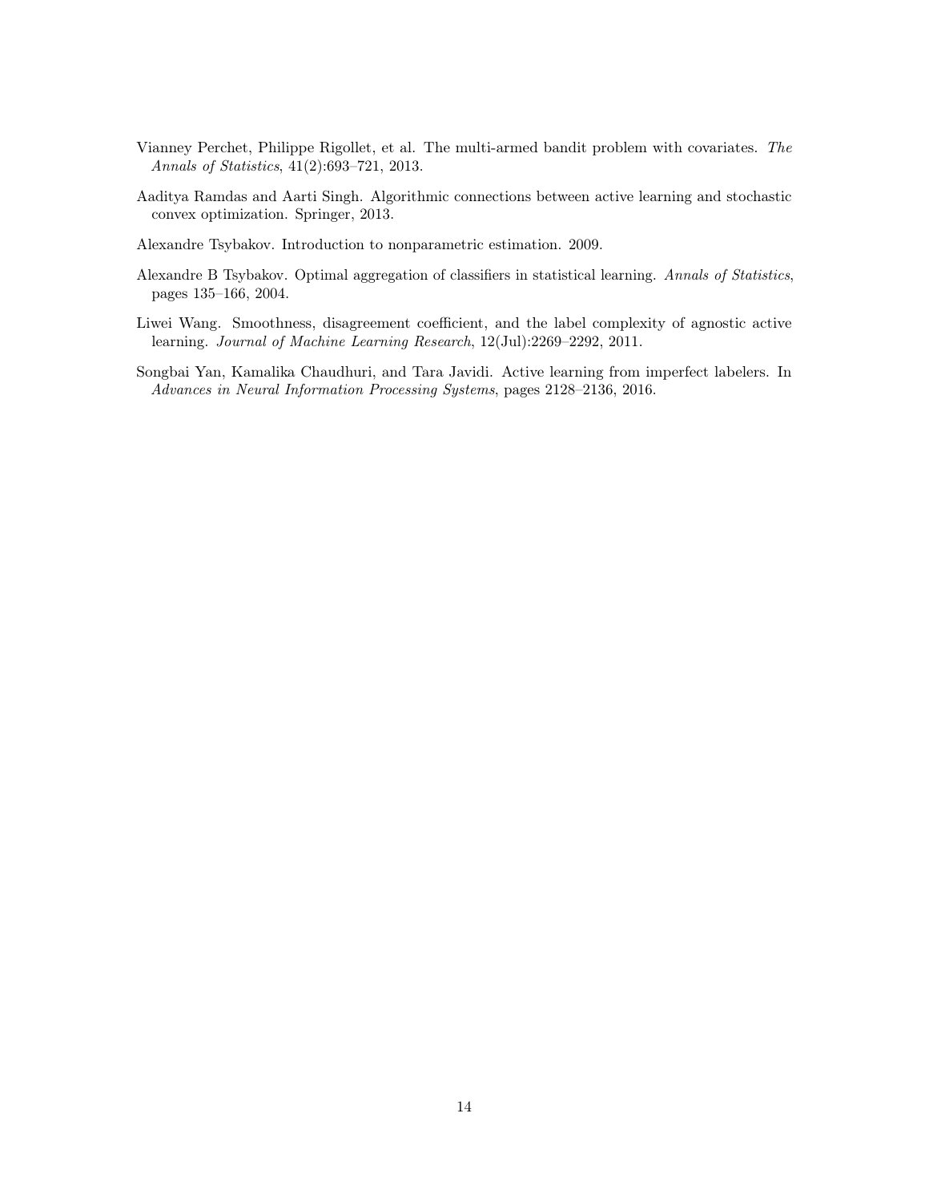Vianney Perchet, Philippe Rigollet, et al. The multi-armed bandit problem with covariates. *The Annals of Statistics*, 41(2):693–721, 2013.

Aaditya Ramdas and Aarti Singh. Algorithmic connections between active learning and stochastic convex optimization. Springer, 2013.

Alexandre Tsybakov. Introduction to nonparametric estimation. 2009.

Alexandre B Tsybakov. Optimal aggregation of classifiers in statistical learning. *Annals of Statistics*, pages 135–166, 2004.

Liwei Wang. Smoothness, disagreement coefficient, and the label complexity of agnostic active learning. *Journal of Machine Learning Research*, 12(Jul):2269–2292, 2011.

Songbai Yan, Kamalika Chaudhuri, and Tara Javidi. Active learning from imperfect labelers. In *Advances in Neural Information Processing Systems*, pages 2128–2136, 2016.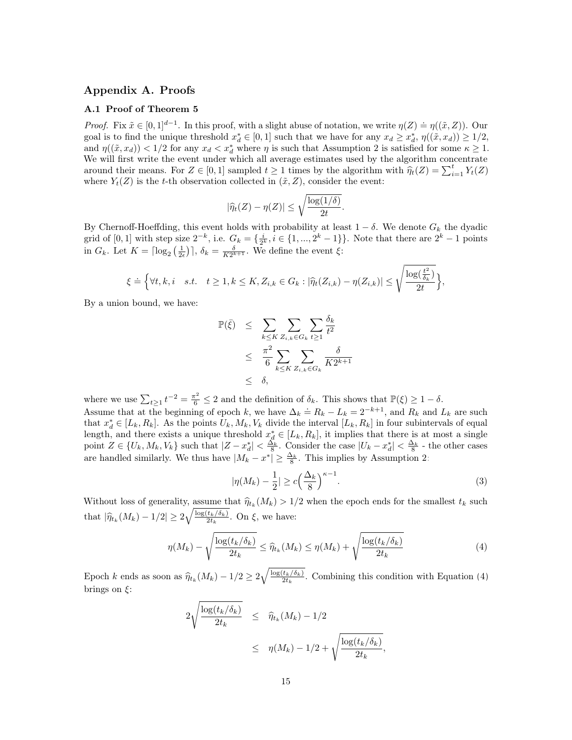## Appendix A. Proofs

### A.1 Proof of Theorem 5

*Proof.* Fix $\tilde{x} \in [0,1]^{d-1}$. In this proof, with a slight abuse of notation, we write $\eta(Z) \doteq \eta((\tilde{x}, Z))$. Our goal is to find the unique threshold $x_d^* \in [0,1]$ such that we have for any $x_d \geq x_d^*$, $\eta((\tilde{x}, x_d)) \geq 1/2$, and $\eta((\tilde{x}, x_d)) < 1/2$ for any $x_d < x_d^*$ where $\eta$ is such that Assumption 2 is satisfied for some $\kappa \geq 1$. We will first write the event under which all average estimates used by the algorithm concentrate around their means. For $Z \in [0,1]$ sampled $t \geq 1$ times by the algorithm with $\widehat{\eta}_t(Z) = \sum_{i=1}^t Y_t(Z)$ where $Y_t(Z)$ is the $t$-th observation collected in $(\tilde{x}, Z)$, consider the event:

$$|\widehat{\eta}_t(Z) - \eta(Z)| \leq \sqrt{\frac{\log(1/\delta)}{2t}}.$$

By Chernoff-Hoeffding, this event holds with probability at least $1-\delta$. We denote $G_k$ the dyadic grid of $[0,1]$ with step size $2^{-k}$, i.e. $G_k = \{\frac{i}{2^k}, i \in \{1, ..., 2^k - 1\}\}$. Note that there are $2^k - 1$ points in $G_k$. Let $K = \lceil \log_2\left(\frac{1}{2\epsilon}\right) \rceil$, $\delta_k = \frac{\delta}{K 2^{k+1}}$. We define the event $\xi$:

$$\xi \doteq \Big\{ \forall t, k, i \quad s.t. \quad t \geq 1, k \leq K, Z_{i,k} \in G_k : |\widehat{\eta}_t(Z_{i,k}) - \eta(Z_{i,k})| \leq \sqrt{\frac{\log(\frac{t^2}{\delta_k})}{2t}} \Big\},$$

By a union bound, we have:

$$\begin{aligned}
\mathbb{P}(\bar{\xi}) \quad &\leq \quad \sum_{k \leq K} \sum_{Z_{i,k} \in G_k} \sum_{t \geq 1} \frac{\delta_k}{t^2} \\
&\leq \quad \frac{\pi^2}{6} \sum_{k \leq K} \sum_{Z_{i,k} \in G_k} \frac{\delta}{K 2^{k+1}} \\
&\leq \quad \delta,
\end{aligned}$$

where we use $\sum_{t \geq 1} t^{-2} = \frac{\pi^2}{6} \leq 2$ and the definition of $\delta_k$. This shows that $\mathbb{P}(\xi) \geq 1 - \delta$.
Assume that at the beginning of epoch $k$, we have $\Delta_k \doteq R_k - L_k = 2^{-k+1}$, and $R_k$ and $L_k$ are such that $x_d^* \in [L_k, R_k]$. As the points $U_k, M_k, V_k$ divide the interval $[L_k, R_k]$ in four subintervals of equal length, and there exists a unique threshold $x_d^* \in [L_k, R_k]$, it implies that there is at most a single point $Z \in \{U_k, M_k, V_k\}$ such that $|Z - x_d^*| < \frac{\Delta_k}{8}$. Consider the case $|U_k - x_d^*| < \frac{\Delta_k}{8}$ - the other cases are handled similarly. We thus have $|M_k - x^*| \geq \frac{\Delta_k}{8}$. This implies by Assumption 2:

$$|\eta(M_k) - \frac{1}{2}| \geq c\Big(\frac{\Delta_k}{8}\Big)^{\kappa - 1}. \tag{3}$$

Without loss of generality, assume that $\widehat{\eta}_{t_k}(M_k) > 1/2$ when the epoch ends for the smallest $t_k$ such that $|\widehat{\eta}_{t_k}(M_k) - 1/2| \geq 2\sqrt{\frac{\log(t_k/\delta_k)}{2t_k}}$. On $\xi$, we have:

$$\eta(M_k) - \sqrt{\frac{\log(t_k/\delta_k)}{2t_k}} \leq \widehat{\eta}_{t_k}(M_k) \leq \eta(M_k) + \sqrt{\frac{\log(t_k/\delta_k)}{2t_k}} \tag{4}$$

Epoch $k$ ends as soon as $\widehat{\eta}_{t_k}(M_k) - 1/2 \geq 2\sqrt{\frac{\log(t_k/\delta_k)}{2t_k}}$. Combining this condition with Equation (4) brings on $\xi$:

$$\begin{aligned}
2\sqrt{\frac{\log(t_k/\delta_k)}{2t_k}} \quad &\leq \quad \widehat{\eta}_{t_k}(M_k) - 1/2 \\
&\leq \quad \eta(M_k) - 1/2 + \sqrt{\frac{\log(t_k/\delta_k)}{2t_k}},
\end{aligned}$$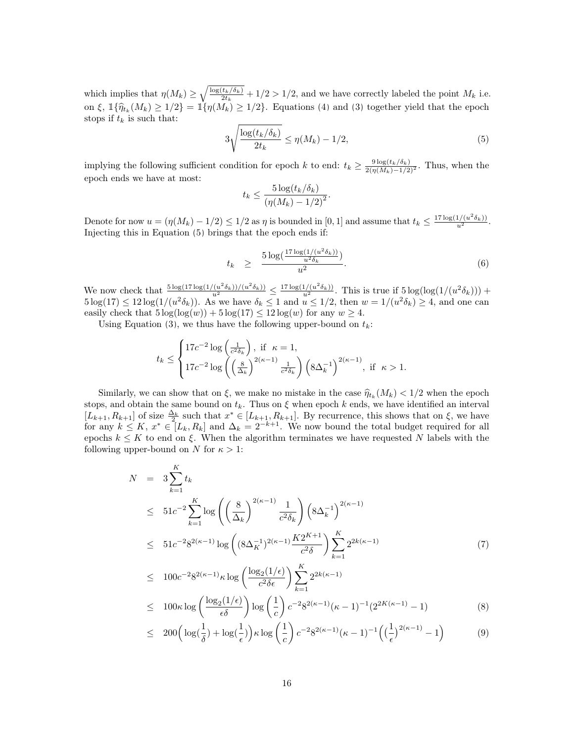which implies that $\eta(M_k) \geq \sqrt{\frac{\log(t_k/\delta_k)}{2t_k}} + 1/2 > 1/2$, and we have correctly labeled the point $M_k$ i.e. on $\xi$, $\mathbb{1}\{\widehat{\eta}_{t_k}(M_k) \geq 1/2\} = \mathbb{1}\{\eta(M_k) \geq 1/2\}$. Equations (4) and (3) together yield that the epoch stops if $t_k$ is such that:

$$3\sqrt{\frac{\log(t_k/\delta_k)}{2t_k}} \leq \eta(M_k) - 1/2, \tag{5}$$

implying the following sufficient condition for epoch $k$ to end: $t_k \geq \frac{9\log(t_k/\delta_k)}{2(\eta(M_k)-1/2)^2}$. Thus, when the epoch ends we have at most:

$$t_k \leq \frac{5\log(t_k/\delta_k)}{(\eta(M_k)-1/2)^2}.$$

Denote for now $u = (\eta(M_k) - 1/2) \leq 1/2$ as $\eta$ is bounded in $[0,1]$ and assume that $t_k \leq \frac{17\log(1/(u^2\delta_k))}{u^2}$. Injecting this in Equation (5) brings that the epoch ends if:

$$t_k \quad \geq \quad \frac{5\log(\frac{17\log(1/(u^2\delta_k))}{u^2\delta_k})}{u^2}. \tag{6}$$

We now check that $\frac{5\log(17\log(1/(u^2\delta_k))/(u^2\delta_k))}{u^2} \leq \frac{17\log(1/(u^2\delta_k))}{u^2}$. This is true if $5\log(\log(1/(u^2\delta_k))) + 5\log(17) \leq 12\log(1/(u^2\delta_k))$. As we have $\delta_k \leq 1$ and $u \leq 1/2$, then $w = 1/(u^2\delta_k) \geq 4$, and one can easily check that $5\log(\log(w)) + 5\log(17) \leq 12\log(w)$ for any $w \geq 4$.

Using Equation (3), we thus have the following upper-bound on $t_k$:

$$t_k \leq \begin{cases} 17c^{-2}\log\left(\frac{1}{c^2\delta_k}\right), \text{ if } \kappa = 1, \\ 17c^{-2}\log\left(\left(\frac{8}{\Delta_k}\right)^{2(\kappa-1)}\frac{1}{c^2\delta_k}\right)\left(8\Delta_k^{-1}\right)^{2(\kappa-1)}, \text{ if } \kappa > 1. \end{cases}$$

Similarly, we can show that on $\xi$, we make no mistake in the case $\widehat{\eta}_{t_k}(M_k) < 1/2$ when the epoch stops, and obtain the same bound on $t_k$. Thus on $\xi$ when epoch $k$ ends, we have identified an interval $[L_{k+1}, R_{k+1}]$ of size $\frac{\Delta_k}{2}$ such that $x^* \in [L_{k+1}, R_{k+1}]$. By recurrence, this shows that on $\xi$, we have for any $k \leq K$, $x^* \in [L_k, R_k]$ and $\Delta_k = 2^{-k+1}$. We now bound the total budget required for all epochs $k \leq K$ to end on $\xi$. When the algorithm terminates we have requested $N$ labels with the following upper-bound on $N$ for $\kappa > 1$:

$$\begin{aligned}
N &= 3\sum_{k=1}^{K} t_k \\
&\leq 51c^{-2}\sum_{k=1}^{K}\log\left(\left(\frac{8}{\Delta_k}\right)^{2(\kappa-1)}\frac{1}{c^2\delta_k}\right)\left(8\Delta_k^{-1}\right)^{2(\kappa-1)} \\
&\leq 51c^{-2}8^{2(\kappa-1)}\log\left((8\Delta_K^{-1})^{2(\kappa-1)}\frac{K2^{K+1}}{c^2\delta}\right)\sum_{k=1}^{K}2^{2k(\kappa-1)} \qquad (7) \\
&\leq 100c^{-2}8^{2(\kappa-1)}\kappa\log\left(\frac{\log_2(1/\epsilon)}{c^2\delta\epsilon}\right)\sum_{k=1}^{K}2^{2k(\kappa-1)} \\
&\leq 100\kappa\log\left(\frac{\log_2(1/\epsilon)}{\epsilon\delta}\right)\log\left(\frac{1}{c}\right)c^{-2}8^{2(\kappa-1)}(\kappa-1)^{-1}(2^{2K(\kappa-1)}-1) \qquad (8) \\
&\leq 200\Big(\log(\frac{1}{\delta}) + \log(\frac{1}{\epsilon})\Big)\kappa\log\left(\frac{1}{c}\right)c^{-2}8^{2(\kappa-1)}(\kappa-1)^{-1}\Big((\frac{1}{\epsilon})^{2(\kappa-1)} - 1\Big) \qquad (9)
\end{aligned}$$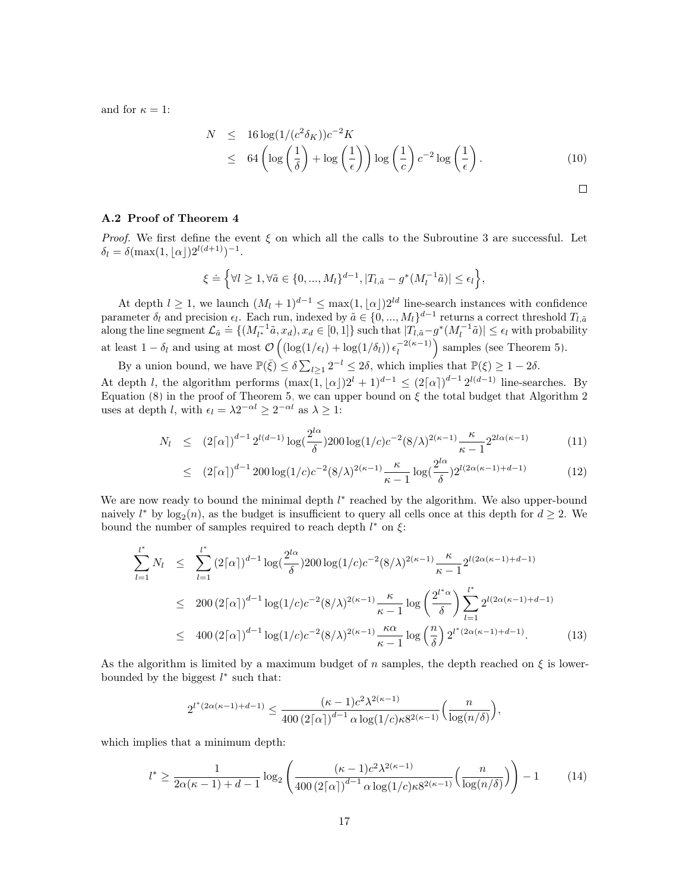and for $\kappa = 1$:

$$
\begin{aligned}
N &\leq 16 \log(1/(c^2\delta_K)) c^{-2} K \\
&\leq 64 \left( \log\left(\frac{1}{\delta}\right) + \log\left(\frac{1}{\epsilon}\right) \right) \log\left(\frac{1}{c}\right) c^{-2} \log\left(\frac{1}{\epsilon}\right). \qquad (10)
\end{aligned}
$$

□

### A.2 Proof of Theorem 4

*Proof.* We first define the event $\xi$ on which all the calls to the Subroutine 3 are successful. Let $\delta_l = \delta(\max(1, \lfloor\alpha\rfloor) 2^{l(d+1)})^{-1}$.

$$
\xi \doteq \left\{ \forall l \geq 1, \forall \tilde{a} \in \{0, ..., M_l\}^{d-1}, |T_{l,\tilde{a}} - g^*(M_l^{-1}\tilde{a})| \leq \epsilon_l \right\},
$$

At depth $l \geq 1$, we launch $(M_l + 1)^{d-1} \leq \max(1, \lfloor\alpha\rfloor) 2^{ld}$ line-search instances with confidence parameter $\delta_l$ and precision $\epsilon_l$. Each run, indexed by $\tilde{a} \in \{0, ..., M_l\}^{d-1}$ returns a correct threshold $T_{l,\tilde{a}}$ along the line segment $\mathcal{L}_{\tilde{a}} \doteq \{(M_{l^*}^{-1}\tilde{a}, x_d), x_d \in [0,1]\}$ such that $|T_{l,\tilde{a}} - g^*(M_l^{-1}\tilde{a})| \leq \epsilon_l$ with probability at least $1 - \delta_l$ and using at most $\mathcal{O}\left( (\log(1/\epsilon_l) + \log(1/\delta_l)) \, \epsilon_l^{-2(\kappa-1)} \right)$ samples (see Theorem 5).

By a union bound, we have $\mathbb{P}(\bar{\xi}) \leq \delta \sum_{l \geq 1} 2^{-l} \leq 2\delta$, which implies that $\mathbb{P}(\xi) \geq 1 - 2\delta$.
At depth $l$, the algorithm performs $(\max(1, \lfloor\alpha\rfloor) 2^l + 1)^{d-1} \leq (2\lceil\alpha\rceil)^{d-1} 2^{l(d-1)}$ line-searches. By Equation (8) in the proof of Theorem 5, we can upper bound on $\xi$ the total budget that Algorithm 2 uses at depth $l$, with $\epsilon_l = \lambda 2^{-\alpha l} \geq 2^{-\alpha l}$ as $\lambda \geq 1$:

$$
\begin{aligned}
N_l &\leq (2\lceil\alpha\rceil)^{d-1} 2^{l(d-1)} \log(\frac{2^{l\alpha}}{\delta}) 200 \log(1/c) c^{-2} (8/\lambda)^{2(\kappa-1)} \frac{\kappa}{\kappa - 1} 2^{2l\alpha(\kappa-1)} \qquad (11) \\
&\leq (2\lceil\alpha\rceil)^{d-1} 200 \log(1/c) c^{-2} (8/\lambda)^{2(\kappa-1)} \frac{\kappa}{\kappa - 1} \log(\frac{2^{l\alpha}}{\delta}) 2^{l(2\alpha(\kappa-1)+d-1)} \qquad (12)
\end{aligned}
$$

We are now ready to bound the minimal depth $l^*$ reached by the algorithm. We also upper-bound naively $l^*$ by $\log_2(n)$, as the budget is insufficient to query all cells once at this depth for $d \geq 2$. We bound the number of samples required to reach depth $l^*$ on $\xi$:

$$
\begin{aligned}
\sum_{l=1}^{l^*} N_l &\leq \sum_{l=1}^{l^*} (2\lceil\alpha\rceil)^{d-1} \log(\frac{2^{l\alpha}}{\delta}) 200 \log(1/c) c^{-2} (8/\lambda)^{2(\kappa-1)} \frac{\kappa}{\kappa - 1} 2^{l(2\alpha(\kappa-1)+d-1)} \\
&\leq 200 \, (2\lceil\alpha\rceil)^{d-1} \log(1/c) c^{-2} (8/\lambda)^{2(\kappa-1)} \frac{\kappa}{\kappa - 1} \log\left(\frac{2^{l^*\alpha}}{\delta}\right) \sum_{l=1}^{l^*} 2^{l(2\alpha(\kappa-1)+d-1)} \\
&\leq 400 \, (2\lceil\alpha\rceil)^{d-1} \log(1/c) c^{-2} (8/\lambda)^{2(\kappa-1)} \frac{\kappa\alpha}{\kappa - 1} \log\left(\frac{n}{\delta}\right) 2^{l^*(2\alpha(\kappa-1)+d-1)}. \qquad (13)
\end{aligned}
$$

As the algorithm is limited by a maximum budget of $n$ samples, the depth reached on $\xi$ is lower-bounded by the biggest $l^*$ such that:

$$
2^{l^*(2\alpha(\kappa-1)+d-1)} \leq \frac{(\kappa - 1) c^2 \lambda^{2(\kappa-1)}}{400 \, (2\lceil\alpha\rceil)^{d-1} \alpha \log(1/c) \kappa 8^{2(\kappa-1)}} \Big( \frac{n}{\log(n/\delta)} \Big),
$$

which implies that a minimum depth:

$$
l^* \geq \frac{1}{2\alpha(\kappa - 1) + d - 1} \log_2 \left( \frac{(\kappa - 1) c^2 \lambda^{2(\kappa-1)}}{400 \, (2\lceil\alpha\rceil)^{d-1} \alpha \log(1/c) \kappa 8^{2(\kappa-1)}} \Big( \frac{n}{\log(n/\delta)} \Big) \right) - 1 \qquad (14)
$$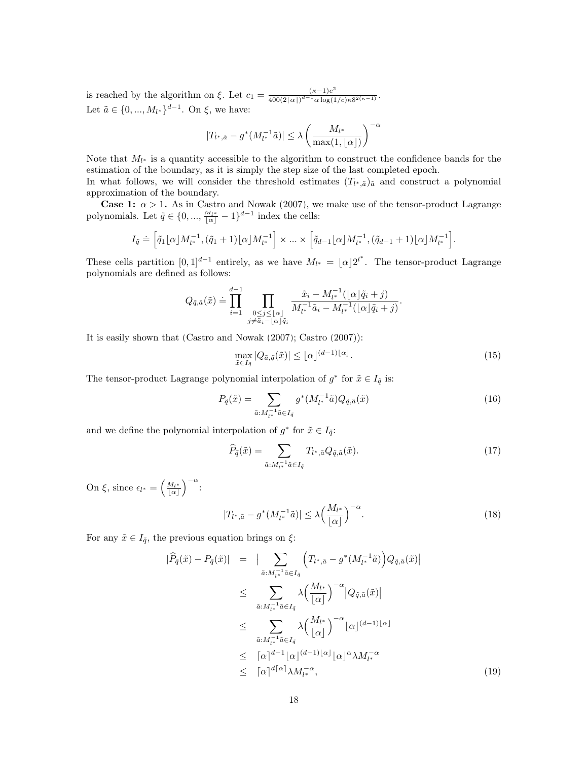is reached by the algorithm on $\xi$. Let $c_1 = \frac{(\kappa-1)c^2}{400(2\lceil\alpha\rceil)^{d-1}\alpha\log(1/c)\kappa 8^{2(\kappa-1)}}$.
Let $\tilde{a} \in \{0, ..., M_{l^*}\}^{d-1}$. On $\xi$, we have:

$$|T_{l^*,\tilde{a}} - g^*(M_{l^*}^{-1}\tilde{a})| \leq \lambda \left(\frac{M_{l^*}}{\max(1, \lfloor\alpha\rfloor)}\right)^{-\alpha}$$

Note that $M_{l^*}$ is a quantity accessible to the algorithm to construct the confidence bands for the estimation of the boundary, as it is simply the step size of the last completed epoch.
In what follows, we will consider the threshold estimates $(T_{l^*,\tilde{a}})_{\tilde{a}}$ and construct a polynomial approximation of the boundary.

**Case 1:** $\alpha > 1$**.** As in Castro and Nowak (2007), we make use of the tensor-product Lagrange polynomials. Let $\tilde{q} \in \{0, ..., \frac{\tilde{M}_{l^*}}{\lfloor\alpha\rfloor} - 1\}^{d-1}$ index the cells:

$$I_{\tilde{q}} \doteq \left[\tilde{q}_1\lfloor\alpha\rfloor M_{l^*}^{-1}, (\tilde{q}_1+1)\lfloor\alpha\rfloor M_{l^*}^{-1}\right] \times ... \times \left[\tilde{q}_{d-1}\lfloor\alpha\rfloor M_{l^*}^{-1}, (\tilde{q}_{d-1}+1)\lfloor\alpha\rfloor M_{l^*}^{-1}\right].$$

These cells partition $[0,1]^{d-1}$ entirely, as we have $M_{l^*} = \lfloor\alpha\rfloor 2^{l^*}$. The tensor-product Lagrange polynomials are defined as follows:

$$Q_{\tilde{q},\tilde{a}}(\tilde{x}) \doteq \prod_{i=1}^{d-1} \prod_{\substack{0\leq j\leq\lfloor\alpha\rfloor \\ j\neq\tilde{a}_i-\lfloor\alpha\rfloor\tilde{q}_i}} \frac{\tilde{x}_i - M_{l^*}^{-1}(\lfloor\alpha\rfloor\tilde{q}_i + j)}{M_{l^*}^{-1}\tilde{a}_i - M_{l^*}^{-1}(\lfloor\alpha\rfloor\tilde{q}_i + j)}.$$

It is easily shown that (Castro and Nowak (2007); Castro (2007)):

$$\max_{\tilde{x}\in I_{\tilde{q}}} |Q_{\tilde{a},\tilde{q}}(\tilde{x})| \leq \lfloor\alpha\rfloor^{(d-1)\lfloor\alpha\rfloor}. \tag{15}$$

The tensor-product Lagrange polynomial interpolation of $g^*$ for $\tilde{x} \in I_{\tilde{q}}$ is:

$$P_{\tilde{q}}(\tilde{x}) = \sum_{\tilde{a}:M_{l^*}^{-1}\tilde{a}\in I_{\tilde{q}}} g^*(M_{l^*}^{-1}\tilde{a})Q_{\tilde{q},\tilde{a}}(\tilde{x}) \tag{16}$$

and we define the polynomial interpolation of $g^*$ for $\tilde{x} \in I_{\tilde{q}}$:

$$\widehat{P}_{\tilde{q}}(\tilde{x}) = \sum_{\tilde{a}:M_{l^*}^{-1}\tilde{a}\in I_{\tilde{q}}} T_{l^*,\tilde{a}}Q_{\tilde{q},\tilde{a}}(\tilde{x}). \tag{17}$$

On $\xi$, since $\epsilon_{l^*} = \left(\frac{M_{l^*}}{\lfloor\alpha\rfloor}\right)^{-\alpha}$:

$$|T_{l^*,\tilde{a}} - g^*(M_{l^*}^{-1}\tilde{a})| \leq \lambda\Big(\frac{M_{l^*}}{\lfloor\alpha\rfloor}\Big)^{-\alpha}. \tag{18}$$

For any $\tilde{x} \in I_{\tilde{q}}$, the previous equation brings on $\xi$:

$$\begin{aligned}
|\widehat{P}_{\tilde{q}}(\tilde{x}) - P_{\tilde{q}}(\tilde{x})| &= \Big|\sum_{\tilde{a}:M_{l^*}^{-1}\tilde{a}\in I_{\tilde{q}}} \Big(T_{l^*,\tilde{a}} - g^*(M_{l^*}^{-1}\tilde{a})\Big)Q_{\tilde{q},\tilde{a}}(\tilde{x})\Big| \\
&\leq \sum_{\tilde{a}:M_{l^*}^{-1}\tilde{a}\in I_{\tilde{q}}} \lambda\Big(\frac{M_{l^*}}{\lfloor\alpha\rfloor}\Big)^{-\alpha}\big|Q_{\tilde{q},\tilde{a}}(\tilde{x})\big| \\
&\leq \sum_{\tilde{a}:M_{l^*}^{-1}\tilde{a}\in I_{\tilde{q}}} \lambda\Big(\frac{M_{l^*}}{\lfloor\alpha\rfloor}\Big)^{-\alpha}\lfloor\alpha\rfloor^{(d-1)\lfloor\alpha\rfloor} \\
&\leq \lceil\alpha\rceil^{d-1}\lfloor\alpha\rfloor^{(d-1)\lfloor\alpha\rfloor}\lfloor\alpha\rfloor^{\alpha}\lambda M_{l^*}^{-\alpha} \\
&\leq \lceil\alpha\rceil^{d\lceil\alpha\rceil}\lambda M_{l^*}^{-\alpha},
\end{aligned} \tag{19}$$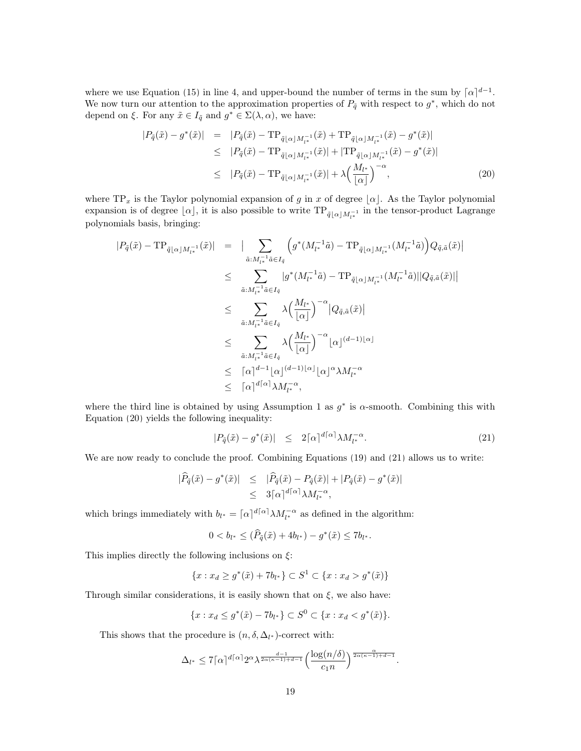where we use Equation (15) in line 4, and upper-bound the number of terms in the sum by $\lceil \alpha \rceil^{d-1}$. We now turn our attention to the approximation properties of $P_{\tilde{q}}$ with respect to $g^*$, which do not depend on $\xi$. For any $\tilde{x} \in I_{\tilde{q}}$ and $g^* \in \Sigma(\lambda, \alpha)$, we have:

$$
\begin{aligned}
|P_{\tilde{q}}(\tilde{x}) - g^*(\tilde{x})| &= |P_{\tilde{q}}(\tilde{x}) - \mathrm{TP}_{\tilde{q}\lfloor\alpha\rfloor M_{l^*}^{-1}}(\tilde{x}) + \mathrm{TP}_{\tilde{q}\lfloor\alpha\rfloor M_{l^*}^{-1}}(\tilde{x}) - g^*(\tilde{x})| \\
&\leq |P_{\tilde{q}}(\tilde{x}) - \mathrm{TP}_{\tilde{q}\lfloor\alpha\rfloor M_{l^*}^{-1}}(\tilde{x})| + |\mathrm{TP}_{\tilde{q}\lfloor\alpha\rfloor M_{l^*}^{-1}}(\tilde{x}) - g^*(\tilde{x})| \\
&\leq |P_{\tilde{q}}(\tilde{x}) - \mathrm{TP}_{\tilde{q}\lfloor\alpha\rfloor M_{l^*}^{-1}}(\tilde{x})| + \lambda\Big(\frac{M_{l^*}}{\lfloor\alpha\rfloor}\Big)^{-\alpha}, \qquad (20)
\end{aligned}
$$

where $\mathrm{TP}_x$ is the Taylor polynomial expansion of $g$ in $x$ of degree $\lfloor\alpha\rfloor$. As the Taylor polynomial expansion is of degree $\lfloor\alpha\rfloor$, it is also possible to write $\mathrm{TP}_{\tilde{q}\lfloor\alpha\rfloor M_{l^*}^{-1}}$ in the tensor-product Lagrange polynomials basis, bringing:

$$
\begin{aligned}
|P_{\tilde{q}}(\tilde{x}) - \mathrm{TP}_{\tilde{q}\lfloor\alpha\rfloor M_{l^*}^{-1}}(\tilde{x})| &= \Big| \sum_{\tilde{a}: M_{l^*}^{-1}\tilde{a} \in I_{\tilde{q}}} \Big(g^*(M_{l^*}^{-1}\tilde{a}) - \mathrm{TP}_{\tilde{q}\lfloor\alpha\rfloor M_{l^*}^{-1}}(M_{l^*}^{-1}\tilde{a})\Big) Q_{\tilde{q},\tilde{a}}(\tilde{x})\Big| \\
&\leq \sum_{\tilde{a}: M_{l^*}^{-1}\tilde{a} \in I_{\tilde{q}}} |g^*(M_{l^*}^{-1}\tilde{a}) - \mathrm{TP}_{\tilde{q}\lfloor\alpha\rfloor M_{l^*}^{-1}}(M_{l^*}^{-1}\tilde{a})||Q_{\tilde{q},\tilde{a}}(\tilde{x})|\big| \\
&\leq \sum_{\tilde{a}: M_{l^*}^{-1}\tilde{a} \in I_{\tilde{q}}} \lambda\Big(\frac{M_{l^*}}{\lfloor\alpha\rfloor}\Big)^{-\alpha} \big|Q_{\tilde{q},\tilde{a}}(\tilde{x})\big| \\
&\leq \sum_{\tilde{a}: M_{l^*}^{-1}\tilde{a} \in I_{\tilde{q}}} \lambda\Big(\frac{M_{l^*}}{\lfloor\alpha\rfloor}\Big)^{-\alpha} \lfloor\alpha\rfloor^{(d-1)\lfloor\alpha\rfloor} \\
&\leq \lceil\alpha\rceil^{d-1}\lfloor\alpha\rfloor^{(d-1)\lfloor\alpha\rfloor}\lfloor\alpha\rfloor^{\alpha}\lambda M_{l^*}^{-\alpha} \\
&\leq \lceil\alpha\rceil^{d\lceil\alpha\rceil}\lambda M_{l^*}^{-\alpha},
\end{aligned}
$$

where the third line is obtained by using Assumption 1 as $g^*$ is $\alpha$-smooth. Combining this with Equation (20) yields the following inequality:

$$
|P_{\tilde{q}}(\tilde{x}) - g^*(\tilde{x})| \leq 2\lceil\alpha\rceil^{d\lceil\alpha\rceil}\lambda M_{l^*}^{-\alpha}. \qquad (21)
$$

We are now ready to conclude the proof. Combining Equations (19) and (21) allows us to write:

$$
\begin{aligned}
|\widehat{P}_{\tilde{q}}(\tilde{x}) - g^*(\tilde{x})| &\leq |\widehat{P}_{\tilde{q}}(\tilde{x}) - P_{\tilde{q}}(\tilde{x})| + |P_{\tilde{q}}(\tilde{x}) - g^*(\tilde{x})| \\
&\leq 3\lceil\alpha\rceil^{d\lceil\alpha\rceil}\lambda M_{l^*}^{-\alpha},
\end{aligned}
$$

which brings immediately with $b_{l^*} = \lceil\alpha\rceil^{d\lceil\alpha\rceil}\lambda M_{l^*}^{-\alpha}$ as defined in the algorithm:

$$
0 < b_{l^*} \leq (\widehat{P}_{\tilde{q}}(\tilde{x}) + 4b_{l^*}) - g^*(\tilde{x}) \leq 7b_{l^*}.
$$

This implies directly the following inclusions on $\xi$:

$$
\{x : x_d \geq g^*(\tilde{x}) + 7b_{l^*}\} \subset S^1 \subset \{x : x_d > g^*(\tilde{x})\}
$$

Through similar considerations, it is easily shown that on $\xi$, we also have:

$$
\{x : x_d \leq g^*(\tilde{x}) - 7b_{l^*}\} \subset S^0 \subset \{x : x_d < g^*(\tilde{x})\}.
$$

This shows that the procedure is $(n, \delta, \Delta_{l^*})$-correct with:

$$
\Delta_{l^*} \leq 7\lceil\alpha\rceil^{d\lceil\alpha\rceil}2^{\alpha}\lambda^{\frac{d-1}{2\alpha(\kappa-1)+d-1}}\Big(\frac{\log(n/\delta)}{c_1 n}\Big)^{\frac{\alpha}{2\alpha(\kappa-1)+d-1}}.
$$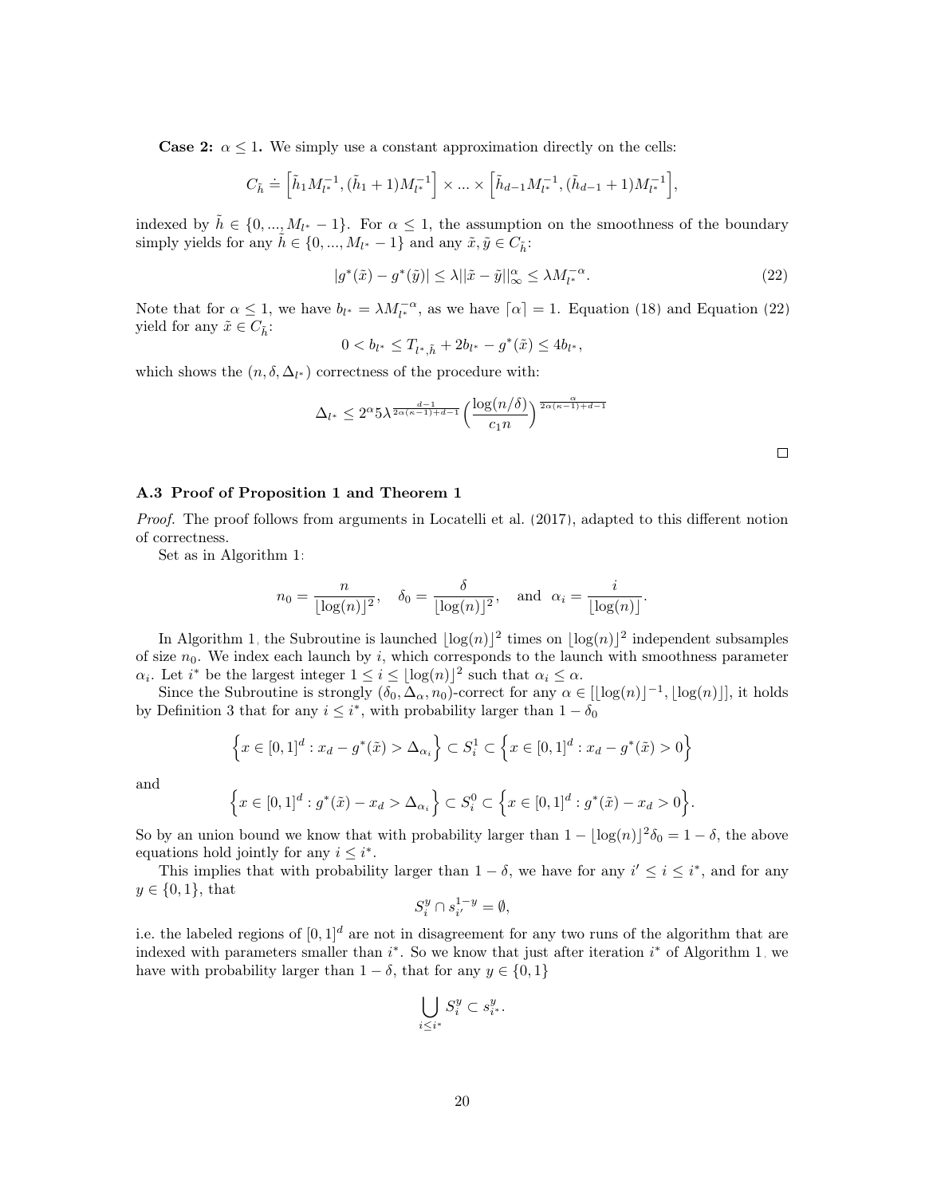**Case 2: $\alpha \leq 1$.** We simply use a constant approximation directly on the cells:

$$C_{\tilde{h}} \doteq \Big[\tilde{h}_1 M_{l^*}^{-1}, (\tilde{h}_1+1)M_{l^*}^{-1}\Big] \times ... \times \Big[\tilde{h}_{d-1} M_{l^*}^{-1}, (\tilde{h}_{d-1}+1)M_{l^*}^{-1}\Big],$$

indexed by $\tilde{h} \in \{0, ..., M_{l^*}-1\}$. For $\alpha \leq 1$, the assumption on the smoothness of the boundary simply yields for any $\tilde{h} \in \{0, ..., M_{l^*}-1\}$ and any $\tilde{x}, \tilde{y} \in C_{\tilde{h}}$:

$$|g^*(\tilde{x}) - g^*(\tilde{y})| \leq \lambda ||\tilde{x} - \tilde{y}||_\infty^\alpha \leq \lambda M_{l^*}^{-\alpha}. \tag{22}$$

Note that for $\alpha \leq 1$, we have $b_{l^*} = \lambda M_{l^*}^{-\alpha}$, as we have $\lceil \alpha \rceil = 1$. Equation (18) and Equation (22) yield for any $\tilde{x} \in C_{\tilde{h}}$:

$$0 < b_{l^*} \leq T_{l^*,\tilde{h}} + 2b_{l^*} - g^*(\tilde{x}) \leq 4b_{l^*},$$

which shows the $(n, \delta, \Delta_{l^*})$ correctness of the procedure with:

$$\Delta_{l^*} \leq 2^\alpha 5 \lambda^{\frac{d-1}{2\alpha(\kappa-1)+d-1}} \Big(\frac{\log(n/\delta)}{c_1 n}\Big)^{\frac{\alpha}{2\alpha(\kappa-1)+d-1}}$$

□

### A.3 Proof of Proposition 1 and Theorem 1

*Proof.* The proof follows from arguments in Locatelli et al. (2017), adapted to this different notion of correctness.

Set as in Algorithm 1:

$$n_0 = \frac{n}{\lfloor \log(n) \rfloor^2}, \quad \delta_0 = \frac{\delta}{\lfloor \log(n) \rfloor^2}, \quad \text{and} \;\; \alpha_i = \frac{i}{\lfloor \log(n) \rfloor}.$$

In Algorithm 1, the Subroutine is launched $\lfloor \log(n) \rfloor^2$ times on $\lfloor \log(n) \rfloor^2$ independent subsamples of size $n_0$. We index each launch by $i$, which corresponds to the launch with smoothness parameter $\alpha_i$. Let $i^*$ be the largest integer $1 \leq i \leq \lfloor \log(n) \rfloor^2$ such that $\alpha_i \leq \alpha$.

Since the Subroutine is strongly $(\delta_0, \Delta_\alpha, n_0)$-correct for any $\alpha \in [\lfloor \log(n) \rfloor^{-1}, \lfloor \log(n) \rfloor]$, it holds by Definition 3 that for any $i \leq i^*$, with probability larger than $1 - \delta_0$

$$\Big\{x \in [0,1]^d : x_d - g^*(\tilde{x}) > \Delta_{\alpha_i}\Big\} \subset S_i^1 \subset \Big\{x \in [0,1]^d : x_d - g^*(\tilde{x}) > 0\Big\}$$

and

$$\Big\{x \in [0,1]^d : g^*(\tilde{x}) - x_d > \Delta_{\alpha_i}\Big\} \subset S_i^0 \subset \Big\{x \in [0,1]^d : g^*(\tilde{x}) - x_d > 0\Big\}.$$

So by an union bound we know that with probability larger than $1 - \lfloor \log(n) \rfloor^2 \delta_0 = 1 - \delta$, the above equations hold jointly for any $i \leq i^*$.

This implies that with probability larger than $1 - \delta$, we have for any $i' \leq i \leq i^*$, and for any $y \in \{0, 1\}$, that

$$S_i^y \cap s_{i'}^{1-y} = \emptyset,$$

i.e. the labeled regions of $[0,1]^d$ are not in disagreement for any two runs of the algorithm that are indexed with parameters smaller than $i^*$. So we know that just after iteration $i^*$ of Algorithm 1, we have with probability larger than $1 - \delta$, that for any $y \in \{0, 1\}$

$$\bigcup_{i \leq i^*} S_i^y \subset s_{i^*}^y.$$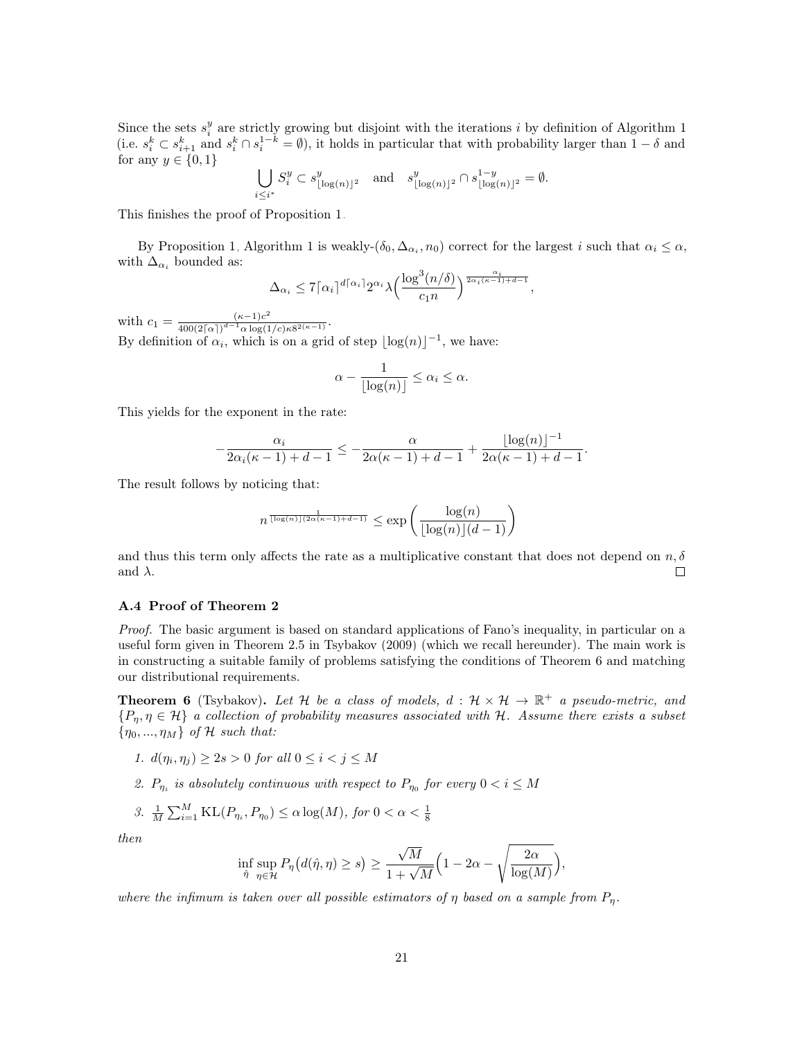Since the sets $s_i^y$ are strictly growing but disjoint with the iterations $i$ by definition of Algorithm 1 (i.e. $s_i^k \subset s_{i+1}^k$ and $s_i^k \cap s_i^{1-k} = \emptyset$), it holds in particular that with probability larger than $1-\delta$ and for any $y \in \{0,1\}$

$$\bigcup_{i \leq i^*} S_i^y \subset s^y_{\lfloor \log(n) \rfloor^2} \quad \text{and} \quad s^y_{\lfloor \log(n) \rfloor^2} \cap s^{1-y}_{\lfloor \log(n) \rfloor^2} = \emptyset.$$

This finishes the proof of Proposition 1.

By Proposition 1, Algorithm 1 is weakly-$(\delta_0, \Delta_{\alpha_i}, n_0)$ correct for the largest $i$ such that $\alpha_i \leq \alpha$, with $\Delta_{\alpha_i}$ bounded as:

$$\Delta_{\alpha_i} \leq 7\lceil \alpha_i \rceil^{d\lceil \alpha_i \rceil} 2^{\alpha_i} \lambda \Big( \frac{\log^3(n/\delta)}{c_1 n} \Big)^{\frac{\alpha_i}{2\alpha_i(\kappa-1)+d-1}},$$

with $c_1 = \frac{(\kappa-1)c^2}{400(2\lceil \alpha \rceil)^{d-1}\alpha \log(1/c)\kappa 8^{2(\kappa-1)}}$.
By definition of $\alpha_i$, which is on a grid of step $\lfloor \log(n) \rfloor^{-1}$, we have:

$$\alpha - \frac{1}{\lfloor \log(n) \rfloor} \leq \alpha_i \leq \alpha.$$

This yields for the exponent in the rate:

$$-\frac{\alpha_i}{2\alpha_i(\kappa-1)+d-1} \leq -\frac{\alpha}{2\alpha(\kappa-1)+d-1} + \frac{\lfloor \log(n) \rfloor^{-1}}{2\alpha(\kappa-1)+d-1}.$$

The result follows by noticing that:

$$n^{\frac{1}{\lfloor \log(n) \rfloor (2\alpha(\kappa-1)+d-1)}} \leq \exp\left( \frac{\log(n)}{\lfloor \log(n) \rfloor (d-1)} \right)$$

and thus this term only affects the rate as a multiplicative constant that does not depend on $n, \delta$ and $\lambda$. ☐

### A.4 Proof of Theorem 2

*Proof.* The basic argument is based on standard applications of Fano's inequality, in particular on a useful form given in Theorem 2.5 in Tsybakov (2009) (which we recall hereunder). The main work is in constructing a suitable family of problems satisfying the conditions of Theorem 6 and matching our distributional requirements.

**Theorem 6** (Tsybakov)**.** *Let $\mathcal{H}$ be a class of models, $d : \mathcal{H} \times \mathcal{H} \to \mathbb{R}^+$ a pseudo-metric, and $\{P_\eta, \eta \in \mathcal{H}\}$ a collection of probability measures associated with $\mathcal{H}$. Assume there exists a subset $\{\eta_0, ..., \eta_M\}$ of $\mathcal{H}$ such that:*

1. *$d(\eta_i, \eta_j) \geq 2s > 0$ for all $0 \leq i < j \leq M$*
2. *$P_{\eta_i}$ is absolutely continuous with respect to $P_{\eta_0}$ for every $0 < i \leq M$*
3. *$\frac{1}{M}\sum_{i=1}^M \mathrm{KL}(P_{\eta_i}, P_{\eta_0}) \leq \alpha \log(M)$, for $0 < \alpha < \frac{1}{8}$*

*then*

$$\inf_{\hat{\eta}} \sup_{\eta \in \mathcal{H}} P_\eta\big(d(\hat{\eta}, \eta) \geq s\big) \geq \frac{\sqrt{M}}{1+\sqrt{M}} \Big( 1 - 2\alpha - \sqrt{\frac{2\alpha}{\log(M)}} \Big),$$

*where the infimum is taken over all possible estimators of $\eta$ based on a sample from $P_\eta$.*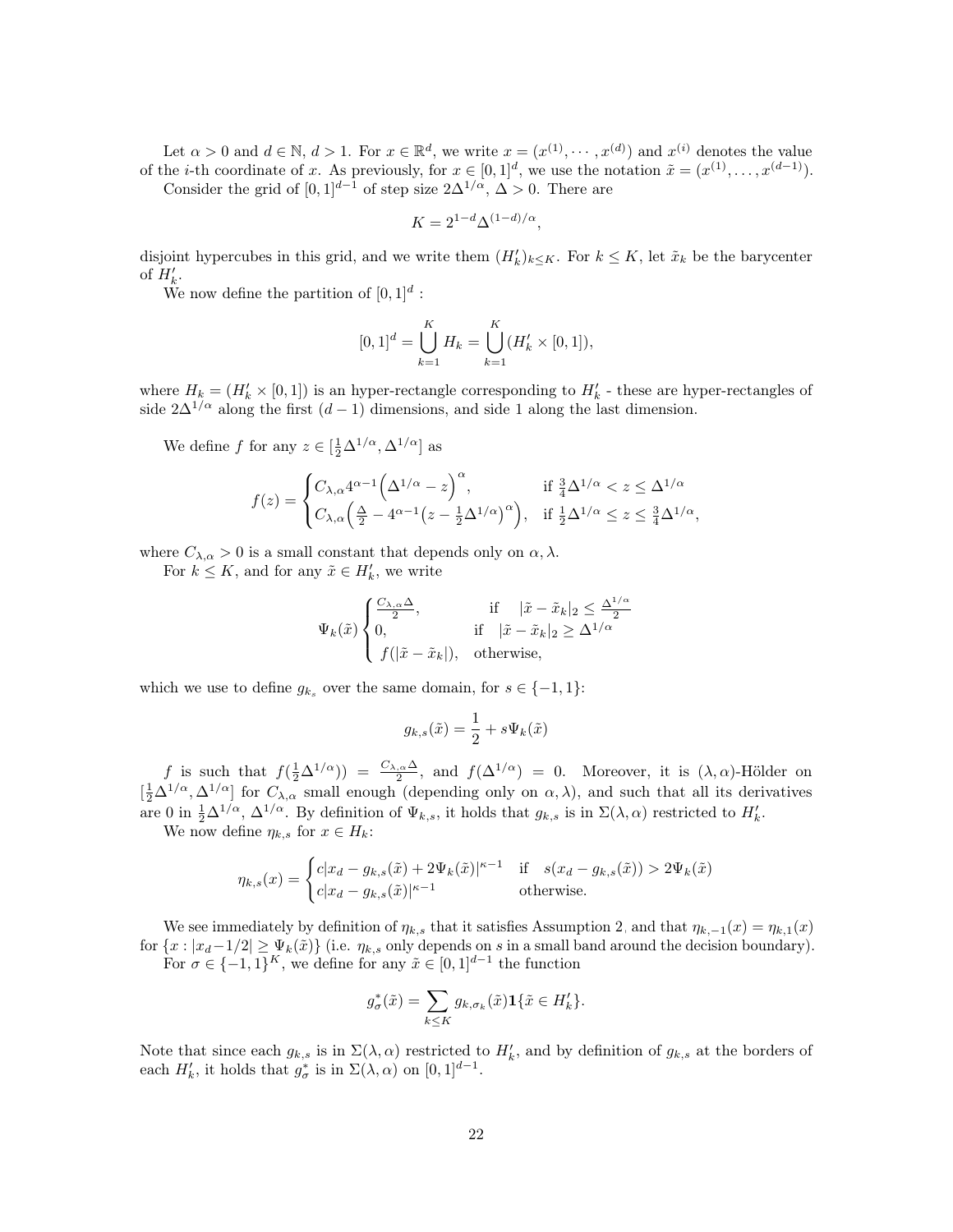Let $\alpha > 0$ and $d \in \mathbb{N}$, $d > 1$. For $x \in \mathbb{R}^d$, we write $x = (x^{(1)}, \cdots, x^{(d)})$ and $x^{(i)}$ denotes the value of the $i$-th coordinate of $x$. As previously, for $x \in [0,1]^d$, we use the notation $\tilde{x} = (x^{(1)}, \ldots, x^{(d-1)})$.

Consider the grid of $[0,1]^{d-1}$ of step size $2\Delta^{1/\alpha}$, $\Delta > 0$. There are

$$K = 2^{1-d}\Delta^{(1-d)/\alpha},$$

disjoint hypercubes in this grid, and we write them $(H'_k)_{k \leq K}$. For $k \leq K$, let $\tilde{x}_k$ be the barycenter of $H'_k$.

We now define the partition of $[0,1]^d$ :

$$[0,1]^d = \bigcup_{k=1}^{K} H_k = \bigcup_{k=1}^{K} (H'_k \times [0,1]),$$

where $H_k = (H'_k \times [0,1])$ is an hyper-rectangle corresponding to $H'_k$ - these are hyper-rectangles of side $2\Delta^{1/\alpha}$ along the first $(d-1)$ dimensions, and side 1 along the last dimension.

We define $f$ for any $z \in [\frac{1}{2}\Delta^{1/\alpha}, \Delta^{1/\alpha}]$ as

$$f(z) = \begin{cases} C_{\lambda,\alpha} 4^{\alpha-1}\Big(\Delta^{1/\alpha} - z\Big)^{\alpha}, & \text{if } \frac{3}{4}\Delta^{1/\alpha} < z \leq \Delta^{1/\alpha} \\ C_{\lambda,\alpha}\Big(\frac{\Delta}{2} - 4^{\alpha-1}\big(z - \frac{1}{2}\Delta^{1/\alpha}\big)^{\alpha}\Big), & \text{if } \frac{1}{2}\Delta^{1/\alpha} \leq z \leq \frac{3}{4}\Delta^{1/\alpha}, \end{cases}$$

where $C_{\lambda,\alpha} > 0$ is a small constant that depends only on $\alpha, \lambda$.

For $k \leq K$, and for any $\tilde{x} \in H'_k$, we write

$$\Psi_k(\tilde{x}) \begin{cases} \frac{C_{\lambda,\alpha}\Delta}{2}, & \text{if} \quad |\tilde{x} - \tilde{x}_k|_2 \leq \frac{\Delta^{1/\alpha}}{2} \\ 0, & \text{if} \quad |\tilde{x} - \tilde{x}_k|_2 \geq \Delta^{1/\alpha} \\ f(|\tilde{x} - \tilde{x}_k|), & \text{otherwise}, \end{cases}$$

which we use to define $g_{k_s}$ over the same domain, for $s \in \{-1, 1\}$:

$$g_{k,s}(\tilde{x}) = \frac{1}{2} + s\Psi_k(\tilde{x})$$

$f$ is such that $f(\frac{1}{2}\Delta^{1/\alpha})) = \frac{C_{\lambda,\alpha}\Delta}{2}$, and $f(\Delta^{1/\alpha}) = 0$. Moreover, it is $(\lambda, \alpha)$-Hölder on $[\frac{1}{2}\Delta^{1/\alpha}, \Delta^{1/\alpha}]$ for $C_{\lambda,\alpha}$ small enough (depending only on $\alpha, \lambda$), and such that all its derivatives are 0 in $\frac{1}{2}\Delta^{1/\alpha}$, $\Delta^{1/\alpha}$. By definition of $\Psi_{k,s}$, it holds that $g_{k,s}$ is in $\Sigma(\lambda, \alpha)$ restricted to $H'_k$.

We now define $\eta_{k,s}$ for $x \in H_k$:

$$\eta_{k,s}(x) = \begin{cases} c|x_d - g_{k,s}(\tilde{x}) + 2\Psi_k(\tilde{x})|^{\kappa-1} & \text{if} \quad s(x_d - g_{k,s}(\tilde{x})) > 2\Psi_k(\tilde{x}) \\ c|x_d - g_{k,s}(\tilde{x})|^{\kappa-1} & \text{otherwise}. \end{cases}$$

We see immediately by definition of $\eta_{k,s}$ that it satisfies Assumption 2, and that $\eta_{k,-1}(x) = \eta_{k,1}(x)$ for $\{x : |x_d - 1/2| \geq \Psi_k(\tilde{x})\}$ (i.e. $\eta_{k,s}$ only depends on $s$ in a small band around the decision boundary).

For $\sigma \in \{-1,1\}^K$, we define for any $\tilde{x} \in [0,1]^{d-1}$ the function

$$g^*_\sigma(\tilde{x}) = \sum_{k \leq K} g_{k,\sigma_k}(\tilde{x})\mathbf{1}\{\tilde{x} \in H'_k\}.$$

Note that since each $g_{k,s}$ is in $\Sigma(\lambda, \alpha)$ restricted to $H'_k$, and by definition of $g_{k,s}$ at the borders of each $H'_k$, it holds that $g^*_\sigma$ is in $\Sigma(\lambda, \alpha)$ on $[0,1]^{d-1}$.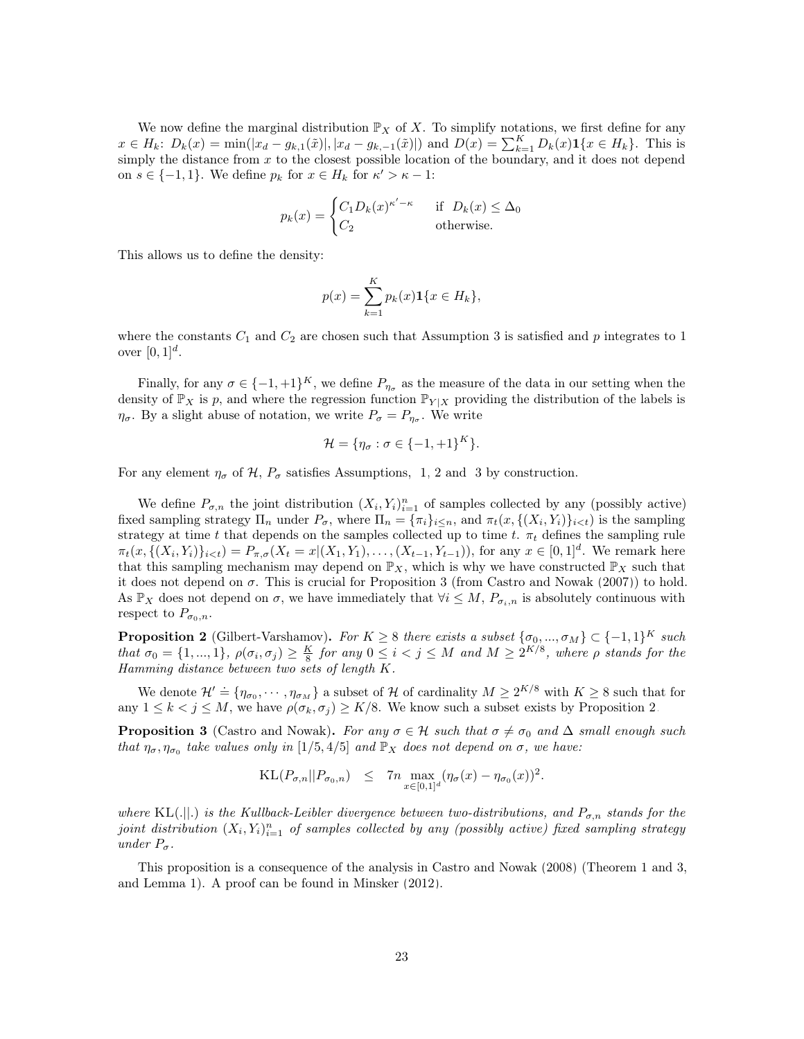We now define the marginal distribution $\mathbb{P}_X$ of $X$. To simplify notations, we first define for any $x \in H_k$: $D_k(x) = \min(|x_d - g_{k,1}(\tilde{x})|, |x_d - g_{k,-1}(\tilde{x})|)$ and $D(x) = \sum_{k=1}^{K} D_k(x)\mathbf{1}\{x \in H_k\}$. This is simply the distance from $x$ to the closest possible location of the boundary, and it does not depend on $s \in \{-1, 1\}$. We define $p_k$ for $x \in H_k$ for $\kappa' > \kappa - 1$:

$$p_k(x) = \begin{cases} C_1 D_k(x)^{\kappa' - \kappa} & \text{if } D_k(x) \leq \Delta_0 \\ C_2 & \text{otherwise.} \end{cases}$$

This allows us to define the density:

$$p(x) = \sum_{k=1}^{K} p_k(x)\mathbf{1}\{x \in H_k\},$$

where the constants $C_1$ and $C_2$ are chosen such that Assumption 3 is satisfied and $p$ integrates to 1 over $[0, 1]^d$.

Finally, for any $\sigma \in \{-1, +1\}^K$, we define $P_{\eta_\sigma}$ as the measure of the data in our setting when the density of $\mathbb{P}_X$ is $p$, and where the regression function $\mathbb{P}_{Y|X}$ providing the distribution of the labels is $\eta_\sigma$. By a slight abuse of notation, we write $P_\sigma = P_{\eta_\sigma}$. We write

$$\mathcal{H} = \{\eta_\sigma : \sigma \in \{-1, +1\}^K\}.$$

For any element $\eta_\sigma$ of $\mathcal{H}$, $P_\sigma$ satisfies Assumptions, 1, 2 and 3 by construction.

We define $P_{\sigma,n}$ the joint distribution $(X_i, Y_i)_{i=1}^n$ of samples collected by any (possibly active) fixed sampling strategy $\Pi_n$ under $P_\sigma$, where $\Pi_n = \{\pi_i\}_{i \leq n}$, and $\pi_t(x, \{(X_i, Y_i)\}_{i<t})$ is the sampling strategy at time $t$ that depends on the samples collected up to time $t$. $\pi_t$ defines the sampling rule $\pi_t(x, \{(X_i, Y_i)\}_{i<t}) = P_{\pi,\sigma}(X_t = x | (X_1, Y_1), \ldots, (X_{t-1}, Y_{t-1}))$, for any $x \in [0, 1]^d$. We remark here that this sampling mechanism may depend on $\mathbb{P}_X$, which is why we have constructed $\mathbb{P}_X$ such that it does not depend on $\sigma$. This is crucial for Proposition 3 (from Castro and Nowak (2007)) to hold. As $\mathbb{P}_X$ does not depend on $\sigma$, we have immediately that $\forall i \leq M$, $P_{\sigma_i,n}$ is absolutely continuous with respect to $P_{\sigma_0,n}$.

**Proposition 2** (Gilbert-Varshamov). *For $K \geq 8$ there exists a subset $\{\sigma_0, ..., \sigma_M\} \subset \{-1, 1\}^K$ such that $\sigma_0 = \{1, ..., 1\}$, $\rho(\sigma_i, \sigma_j) \geq \frac{K}{8}$ for any $0 \leq i < j \leq M$ and $M \geq 2^{K/8}$, where $\rho$ stands for the Hamming distance between two sets of length $K$.*

We denote $\mathcal{H}' \doteq \{\eta_{\sigma_0}, \cdots, \eta_{\sigma_M}\}$ a subset of $\mathcal{H}$ of cardinality $M \geq 2^{K/8}$ with $K \geq 8$ such that for any $1 \leq k < j \leq M$, we have $\rho(\sigma_k, \sigma_j) \geq K/8$. We know such a subset exists by Proposition 2.

**Proposition 3** (Castro and Nowak). *For any $\sigma \in \mathcal{H}$ such that $\sigma \neq \sigma_0$ and $\Delta$ small enough such that $\eta_\sigma, \eta_{\sigma_0}$ take values only in $[1/5, 4/5]$ and $\mathbb{P}_X$ does not depend on $\sigma$, we have:*

$$\mathrm{KL}(P_{\sigma,n} || P_{\sigma_0,n}) \quad \leq \quad 7n \max_{x \in [0,1]^d} (\eta_\sigma(x) - \eta_{\sigma_0}(x))^2.$$

*where $\mathrm{KL}(.||.)$ is the Kullback-Leibler divergence between two-distributions, and $P_{\sigma,n}$ stands for the joint distribution $(X_i, Y_i)_{i=1}^n$ of samples collected by any (possibly active) fixed sampling strategy under $P_\sigma$.*

This proposition is a consequence of the analysis in Castro and Nowak (2008) (Theorem 1 and 3, and Lemma 1). A proof can be found in Minsker (2012).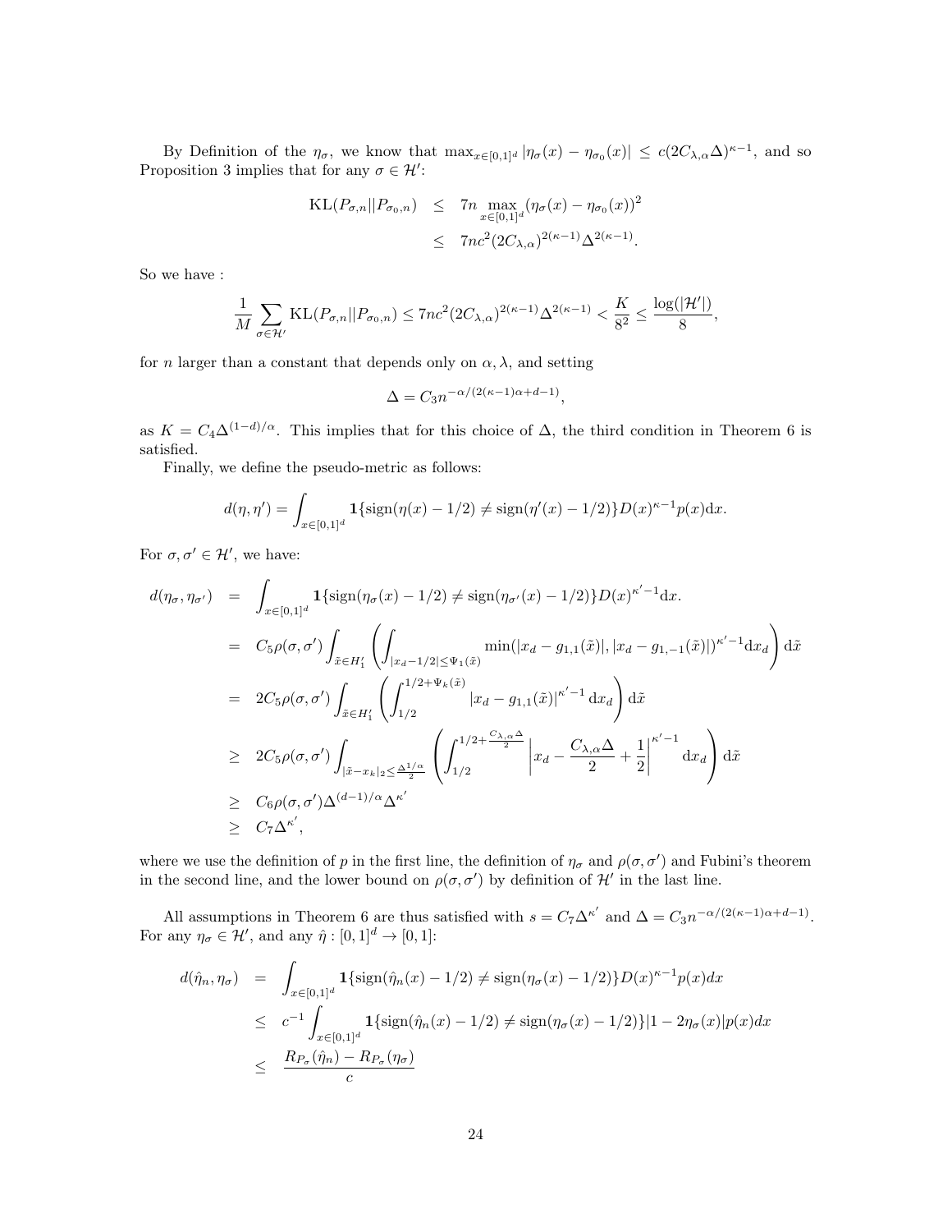By Definition of the $\eta_\sigma$, we know that $\max_{x\in[0,1]^d} |\eta_\sigma(x) - \eta_{\sigma_0}(x)| \leq c(2C_{\lambda,\alpha}\Delta)^{\kappa-1}$, and so Proposition 3 implies that for any $\sigma \in \mathcal{H}'$:

$$
\begin{aligned}
\mathrm{KL}(P_{\sigma,n}||P_{\sigma_0,n}) &\leq 7n \max_{x\in[0,1]^d} (\eta_\sigma(x) - \eta_{\sigma_0}(x))^2 \\
&\leq 7nc^2(2C_{\lambda,\alpha})^{2(\kappa-1)}\Delta^{2(\kappa-1)}.
\end{aligned}
$$

So we have :

$$
\frac{1}{M}\sum_{\sigma\in\mathcal{H}'} \mathrm{KL}(P_{\sigma,n}||P_{\sigma_0,n}) \leq 7nc^2(2C_{\lambda,\alpha})^{2(\kappa-1)}\Delta^{2(\kappa-1)} < \frac{K}{8^2} \leq \frac{\log(|\mathcal{H}'|)}{8},
$$

for $n$ larger than a constant that depends only on $\alpha, \lambda$, and setting

$$
\Delta = C_3 n^{-\alpha/(2(\kappa-1)\alpha+d-1)},
$$

as $K = C_4\Delta^{(1-d)/\alpha}$. This implies that for this choice of $\Delta$, the third condition in Theorem 6 is satisfied.

Finally, we define the pseudo-metric as follows:

$$
d(\eta,\eta') = \int_{x\in[0,1]^d} \mathbf{1}\{\mathrm{sign}(\eta(x)-1/2) \neq \mathrm{sign}(\eta'(x)-1/2)\} D(x)^{\kappa-1} p(x)\mathrm{d}x.
$$

For $\sigma, \sigma' \in \mathcal{H}'$, we have:

$$
\begin{aligned}
d(\eta_\sigma,\eta_{\sigma'}) &= \int_{x\in[0,1]^d} \mathbf{1}\{\mathrm{sign}(\eta_\sigma(x)-1/2) \neq \mathrm{sign}(\eta_{\sigma'}(x)-1/2)\} D(x)^{\kappa'-1}\mathrm{d}x. \\
&= C_5\rho(\sigma,\sigma')\int_{\tilde{x}\in H_1'} \left(\int_{|x_d-1/2|\leq\Psi_1(\tilde{x})} \min(|x_d - g_{1,1}(\tilde{x})|, |x_d - g_{1,-1}(\tilde{x})|)^{\kappa'-1}\mathrm{d}x_d\right)\mathrm{d}\tilde{x} \\
&= 2C_5\rho(\sigma,\sigma')\int_{\tilde{x}\in H_1'} \left(\int_{1/2}^{1/2+\Psi_k(\tilde{x})} |x_d - g_{1,1}(\tilde{x})|^{\kappa'-1}\mathrm{d}x_d\right)\mathrm{d}\tilde{x} \\
&\geq 2C_5\rho(\sigma,\sigma')\int_{|\tilde{x}-x_k|_2\leq\frac{\Delta^{1/\alpha}}{2}} \left(\int_{1/2}^{1/2+\frac{C_{\lambda,\alpha}\Delta}{2}} \left|x_d - \frac{C_{\lambda,\alpha}\Delta}{2}+\frac{1}{2}\right|^{\kappa'-1}\mathrm{d}x_d\right)\mathrm{d}\tilde{x} \\
&\geq C_6\rho(\sigma,\sigma')\Delta^{(d-1)/\alpha}\Delta^{\kappa'} \\
&\geq C_7\Delta^{\kappa'},
\end{aligned}
$$

where we use the definition of $p$ in the first line, the definition of $\eta_\sigma$ and $\rho(\sigma,\sigma')$ and Fubini's theorem in the second line, and the lower bound on $\rho(\sigma,\sigma')$ by definition of $\mathcal{H}'$ in the last line.

All assumptions in Theorem 6 are thus satisfied with $s = C_7\Delta^{\kappa'}$ and $\Delta = C_3 n^{-\alpha/(2(\kappa-1)\alpha+d-1)}$. For any $\eta_\sigma \in \mathcal{H}'$, and any $\hat{\eta} : [0,1]^d \to [0,1]$:

$$
\begin{aligned}
d(\hat{\eta}_n,\eta_\sigma) &= \int_{x\in[0,1]^d} \mathbf{1}\{\mathrm{sign}(\hat{\eta}_n(x)-1/2) \neq \mathrm{sign}(\eta_\sigma(x)-1/2)\} D(x)^{\kappa-1} p(x)dx \\
&\leq c^{-1}\int_{x\in[0,1]^d} \mathbf{1}\{\mathrm{sign}(\hat{\eta}_n(x)-1/2) \neq \mathrm{sign}(\eta_\sigma(x)-1/2)\} |1-2\eta_\sigma(x)| p(x)dx \\
&\leq \frac{R_{P_\sigma}(\hat{\eta}_n) - R_{P_\sigma}(\eta_\sigma)}{c}
\end{aligned}
$$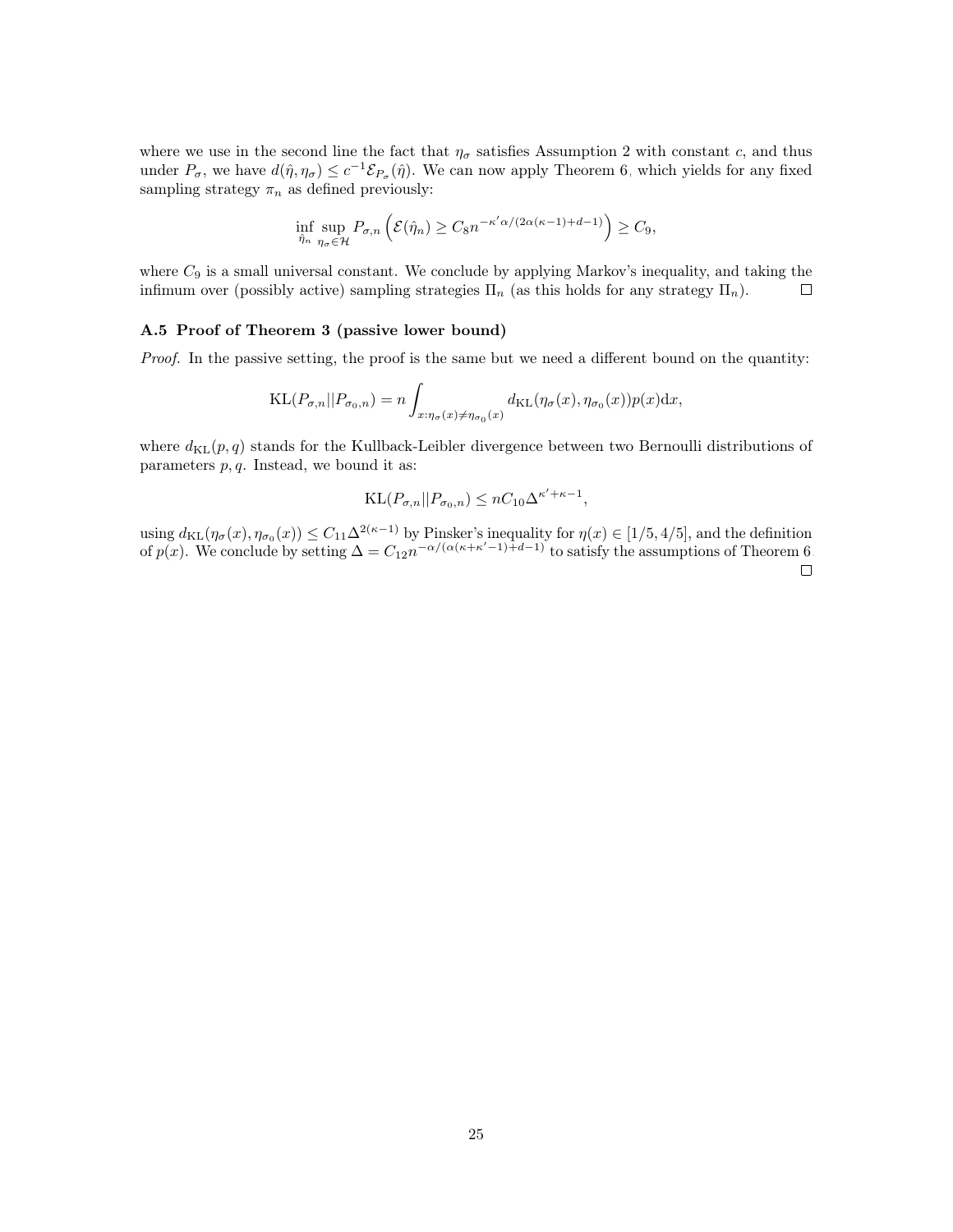where we use in the second line the fact that $\eta_\sigma$ satisfies Assumption 2 with constant $c$, and thus under $P_\sigma$, we have $d(\hat{\eta}, \eta_\sigma) \leq c^{-1}\mathcal{E}_{P_\sigma}(\hat{\eta})$. We can now apply Theorem 6, which yields for any fixed sampling strategy $\pi_n$ as defined previously:

$$\inf_{\hat{\eta}_n} \sup_{\eta_\sigma \in \mathcal{H}} P_{\sigma,n}\left(\mathcal{E}(\hat{\eta}_n) \geq C_8 n^{-\kappa'\alpha/(2\alpha(\kappa-1)+d-1)}\right) \geq C_9,$$

where $C_9$ is a small universal constant. We conclude by applying Markov's inequality, and taking the infimum over (possibly active) sampling strategies $\Pi_n$ (as this holds for any strategy $\Pi_n$). $\square$

### A.5 Proof of Theorem 3 (passive lower bound)

*Proof.* In the passive setting, the proof is the same but we need a different bound on the quantity:

$$\mathrm{KL}(P_{\sigma,n}||P_{\sigma_0,n}) = n\int_{x:\eta_\sigma(x)\neq\eta_{\sigma_0}(x)} d_{\mathrm{KL}}(\eta_\sigma(x), \eta_{\sigma_0}(x))p(x)\mathrm{d}x,$$

where $d_{\mathrm{KL}}(p,q)$ stands for the Kullback-Leibler divergence between two Bernoulli distributions of parameters $p, q$. Instead, we bound it as:

$$\mathrm{KL}(P_{\sigma,n}||P_{\sigma_0,n}) \leq nC_{10}\Delta^{\kappa'+\kappa-1},$$

using $d_{\mathrm{KL}}(\eta_\sigma(x), \eta_{\sigma_0}(x)) \leq C_{11}\Delta^{2(\kappa-1)}$ by Pinsker's inequality for $\eta(x) \in [1/5, 4/5]$, and the definition of $p(x)$. We conclude by setting $\Delta = C_{12}n^{-\alpha/(\alpha(\kappa+\kappa'-1)+d-1)}$ to satisfy the assumptions of Theorem 6. $\square$